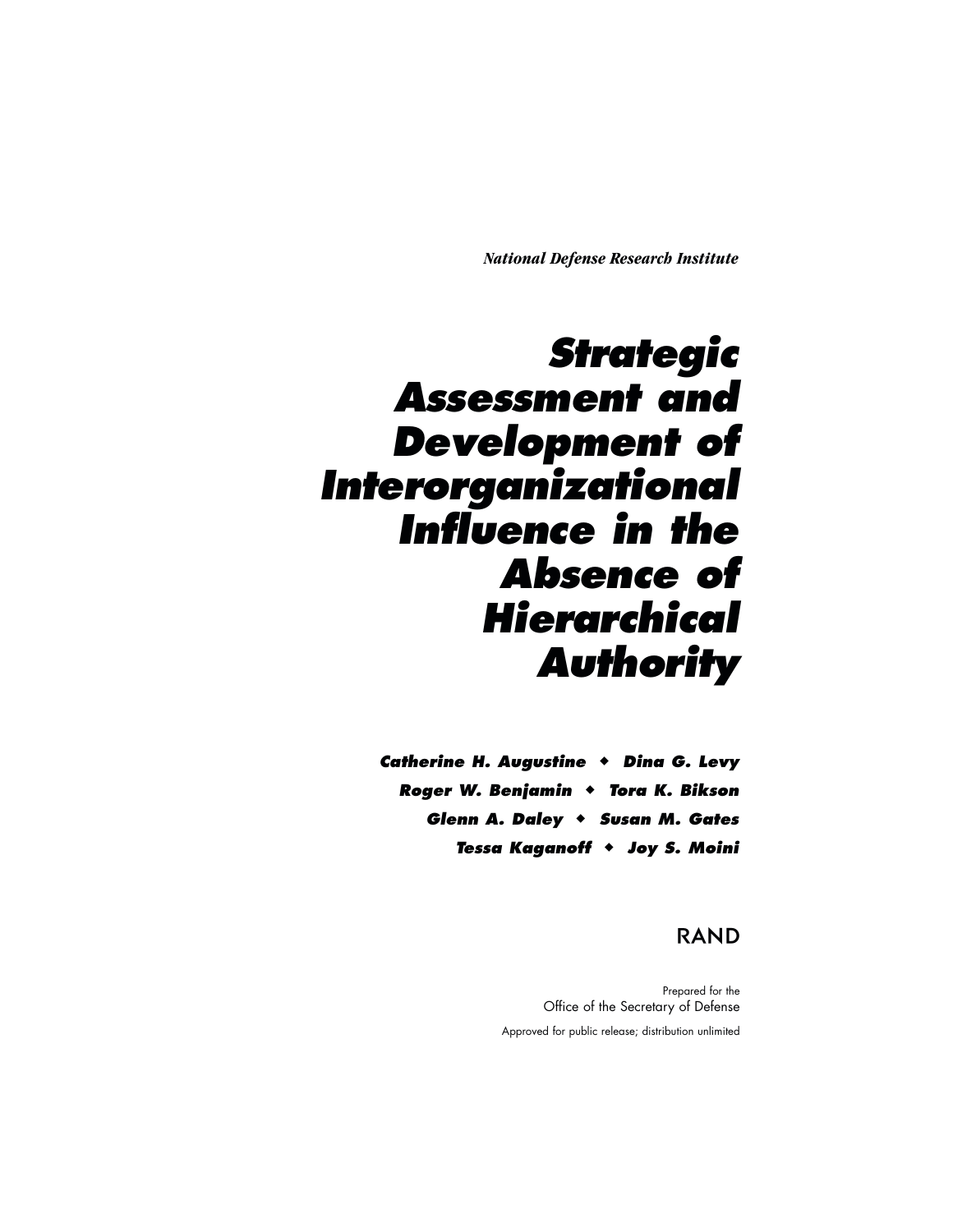*National Defense Research Institute*

# Strategic Assessment and Development of Interorganizational Influence in the Absence of Hierarchical Authority

***Catherine H. Augustine • Dina G. Levy***
***Roger W. Benjamin • Tora K. Bikson***
***Glenn A. Daley • Susan M. Gates***
***Tessa Kaganoff • Joy S. Moini***

RAND

Prepared for the
Office of the Secretary of Defense

Approved for public release; distribution unlimited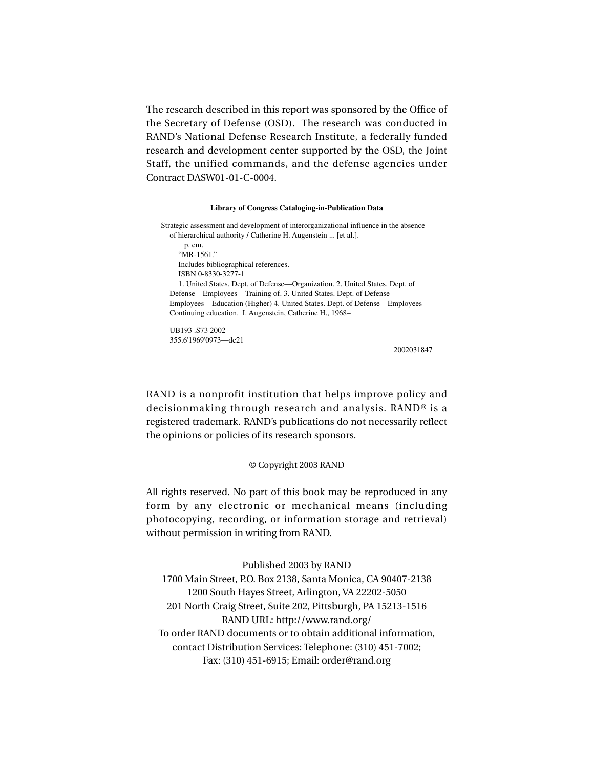The research described in this report was sponsored by the Office of the Secretary of Defense (OSD). The research was conducted in RAND's National Defense Research Institute, a federally funded research and development center supported by the OSD, the Joint Staff, the unified commands, and the defense agencies under Contract DASW01-01-C-0004.

**Library of Congress Cataloging-in-Publication Data**

Strategic assessment and development of interorganizational influence in the absence of hierarchical authority / Catherine H. Augenstein ... [et al.].
p. cm.
"MR-1561."
Includes bibliographical references.
ISBN 0-8330-3277-1
1. United States. Dept. of Defense—Organization. 2. United States. Dept. of Defense—Employees—Training of. 3. United States. Dept. of Defense—Employees—Education (Higher) 4. United States. Dept. of Defense—Employees—Continuing education. I. Augenstein, Catherine H., 1968–

UB193 .S73 2002
355.6'1969'0973—dc21

2002031847

RAND is a nonprofit institution that helps improve policy and decisionmaking through research and analysis. RAND® is a registered trademark. RAND's publications do not necessarily reflect the opinions or policies of its research sponsors.

© Copyright 2003 RAND

All rights reserved. No part of this book may be reproduced in any form by any electronic or mechanical means (including photocopying, recording, or information storage and retrieval) without permission in writing from RAND.

Published 2003 by RAND
1700 Main Street, P.O. Box 2138, Santa Monica, CA 90407-2138
1200 South Hayes Street, Arlington, VA 22202-5050
201 North Craig Street, Suite 202, Pittsburgh, PA 15213-1516
RAND URL: http://www.rand.org/
To order RAND documents or to obtain additional information, contact Distribution Services: Telephone: (310) 451-7002;
Fax: (310) 451-6915; Email: order@rand.org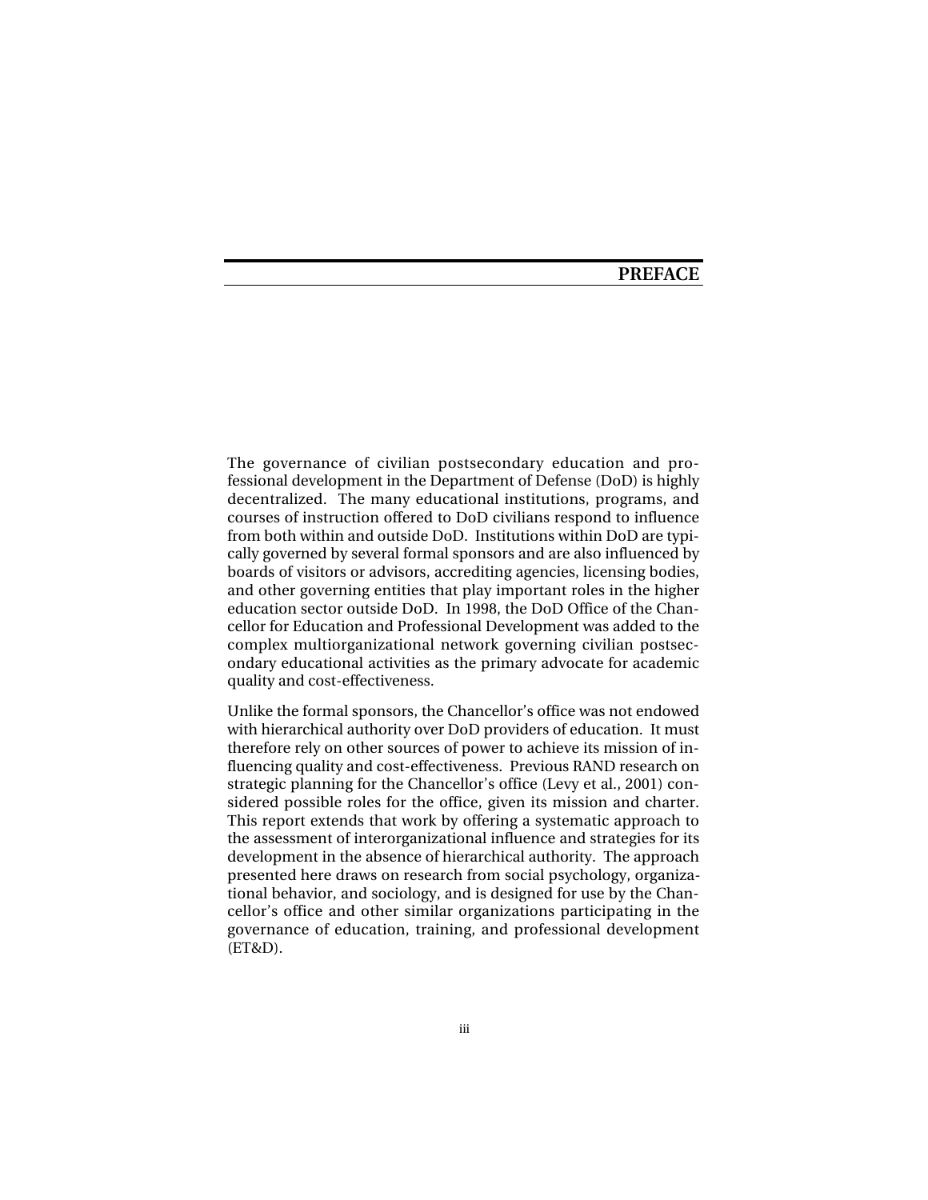# PREFACE

The governance of civilian postsecondary education and professional development in the Department of Defense (DoD) is highly decentralized. The many educational institutions, programs, and courses of instruction offered to DoD civilians respond to influence from both within and outside DoD. Institutions within DoD are typically governed by several formal sponsors and are also influenced by boards of visitors or advisors, accrediting agencies, licensing bodies, and other governing entities that play important roles in the higher education sector outside DoD. In 1998, the DoD Office of the Chancellor for Education and Professional Development was added to the complex multiorganizational network governing civilian postsecondary educational activities as the primary advocate for academic quality and cost-effectiveness.

Unlike the formal sponsors, the Chancellor's office was not endowed with hierarchical authority over DoD providers of education. It must therefore rely on other sources of power to achieve its mission of influencing quality and cost-effectiveness. Previous RAND research on strategic planning for the Chancellor's office (Levy et al., 2001) considered possible roles for the office, given its mission and charter. This report extends that work by offering a systematic approach to the assessment of interorganizational influence and strategies for its development in the absence of hierarchical authority. The approach presented here draws on research from social psychology, organizational behavior, and sociology, and is designed for use by the Chancellor's office and other similar organizations participating in the governance of education, training, and professional development (ET&D).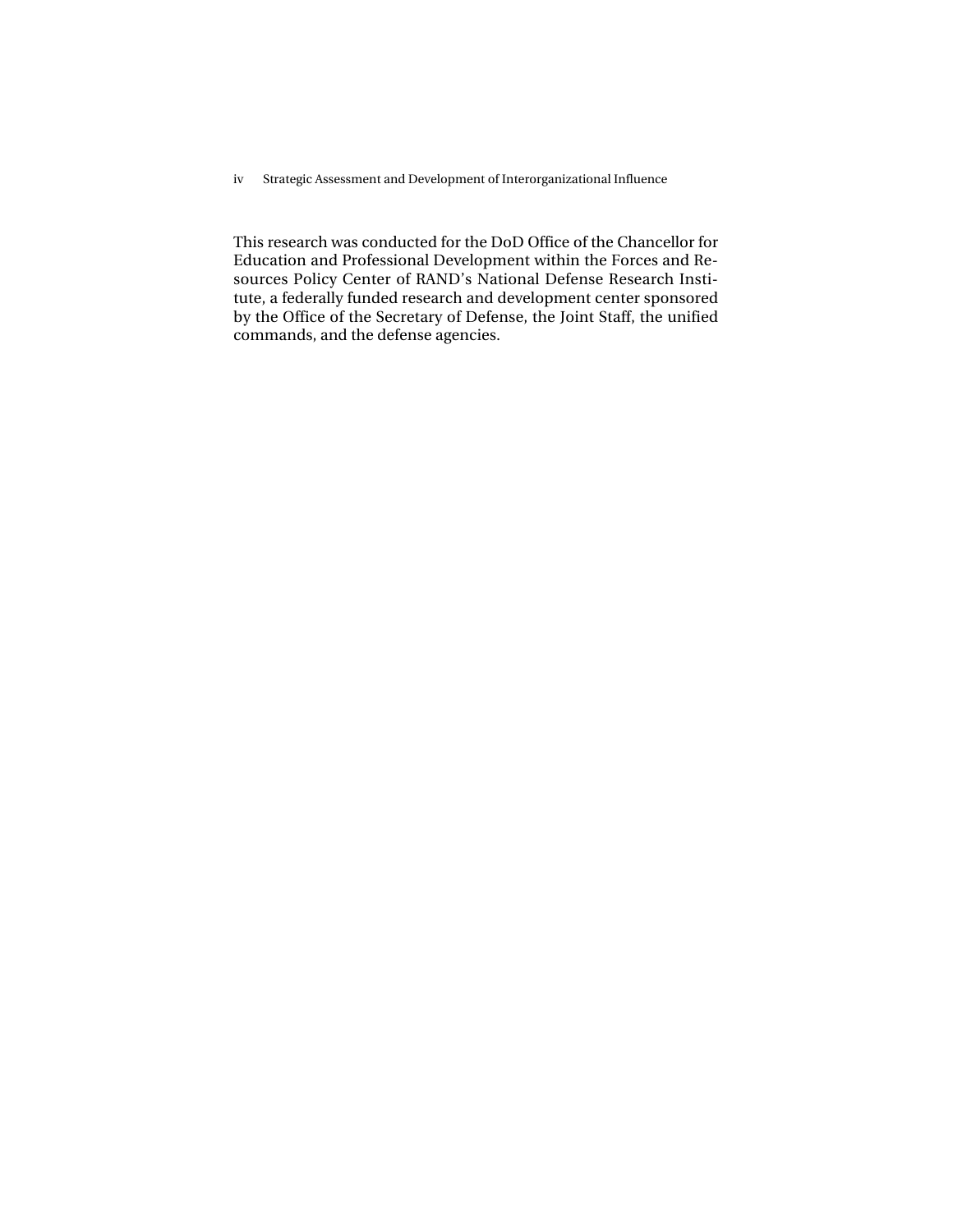This research was conducted for the DoD Office of the Chancellor for Education and Professional Development within the Forces and Resources Policy Center of RAND's National Defense Research Institute, a federally funded research and development center sponsored by the Office of the Secretary of Defense, the Joint Staff, the unified commands, and the defense agencies.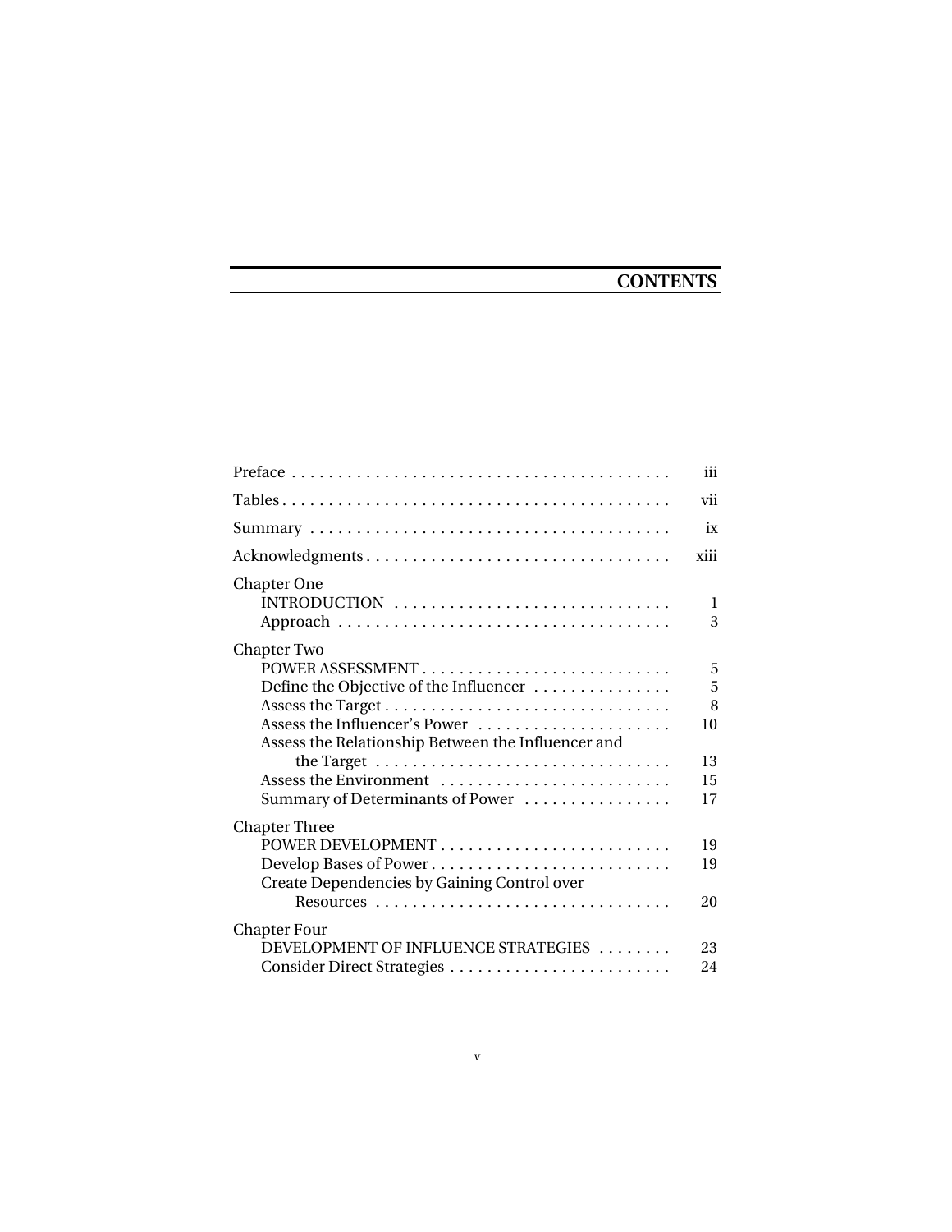# CONTENTS

| | |
|---|---|
| Preface | iii |
| Tables | vii |
| Summary | ix |
| Acknowledgments | xiii |
| **Chapter One** | |
| INTRODUCTION | 1 |
| Approach | 3 |
| **Chapter Two** | |
| POWER ASSESSMENT | 5 |
| Define the Objective of the Influencer | 5 |
| Assess the Target | 8 |
| Assess the Influencer's Power | 10 |
| Assess the Relationship Between the Influencer and the Target | 13 |
| Assess the Environment | 15 |
| Summary of Determinants of Power | 17 |
| **Chapter Three** | |
| POWER DEVELOPMENT | 19 |
| Develop Bases of Power | 19 |
| Create Dependencies by Gaining Control over Resources | 20 |
| **Chapter Four** | |
| DEVELOPMENT OF INFLUENCE STRATEGIES | 23 |
| Consider Direct Strategies | 24 |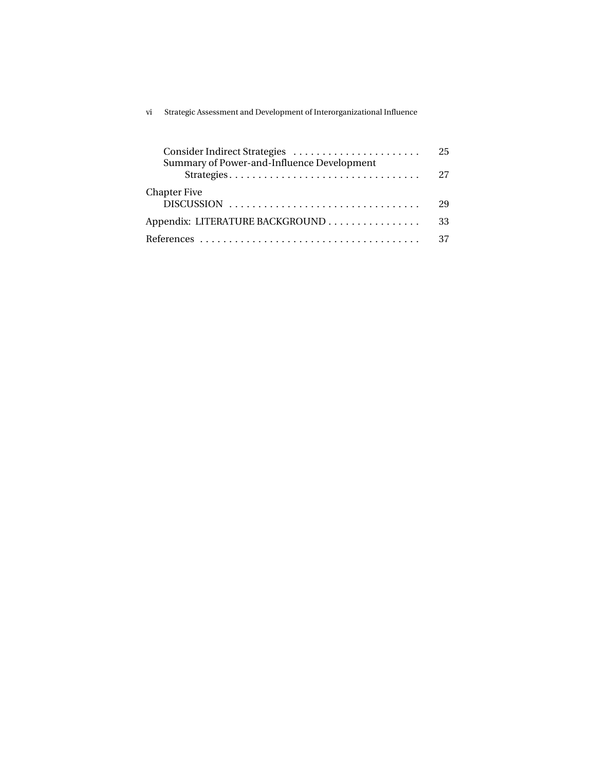Consider Indirect Strategies ..................... 25
Summary of Power-and-Influence Development Strategies ................................. 27

Chapter Five
DISCUSSION ................................. 29

Appendix: LITERATURE BACKGROUND ................ 33

References ..................................... 37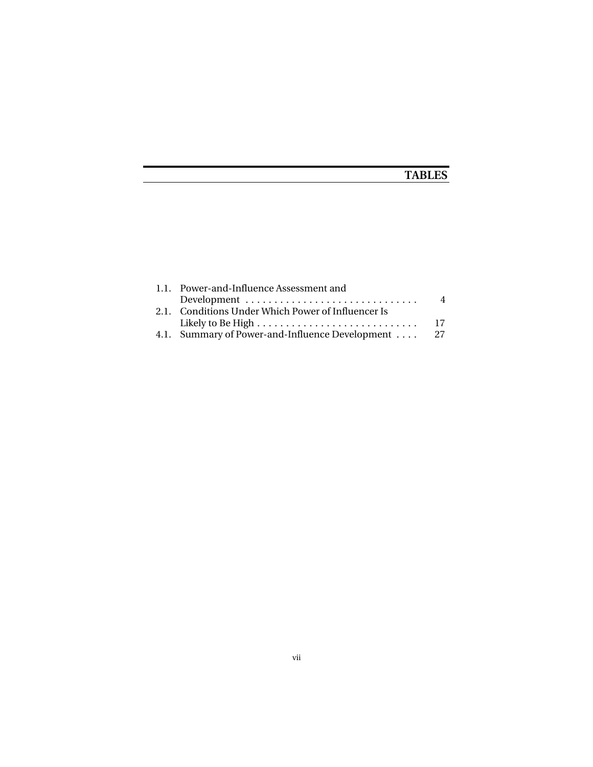# TABLES

1.1. Power-and-Influence Assessment and Development . . . . . . . . . . . . . . . . . . . . . . . . . . . . . . 4
2.1. Conditions Under Which Power of Influencer Is Likely to Be High . . . . . . . . . . . . . . . . . . . . . . . . . . . . 17
4.1. Summary of Power-and-Influence Development . . . . 27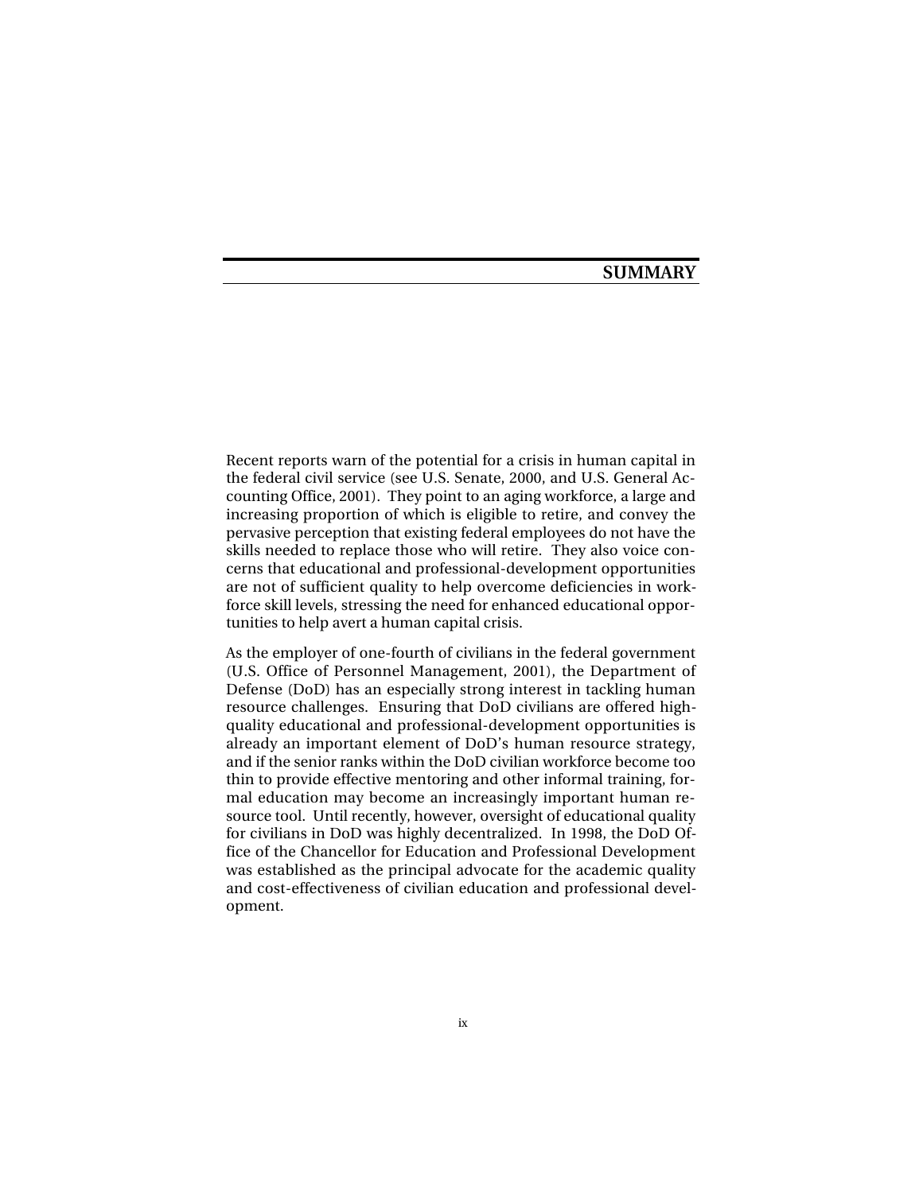# SUMMARY

Recent reports warn of the potential for a crisis in human capital in the federal civil service (see U.S. Senate, 2000, and U.S. General Accounting Office, 2001). They point to an aging workforce, a large and increasing proportion of which is eligible to retire, and convey the pervasive perception that existing federal employees do not have the skills needed to replace those who will retire. They also voice concerns that educational and professional-development opportunities are not of sufficient quality to help overcome deficiencies in workforce skill levels, stressing the need for enhanced educational opportunities to help avert a human capital crisis.

As the employer of one-fourth of civilians in the federal government (U.S. Office of Personnel Management, 2001), the Department of Defense (DoD) has an especially strong interest in tackling human resource challenges. Ensuring that DoD civilians are offered high-quality educational and professional-development opportunities is already an important element of DoD's human resource strategy, and if the senior ranks within the DoD civilian workforce become too thin to provide effective mentoring and other informal training, formal education may become an increasingly important human resource tool. Until recently, however, oversight of educational quality for civilians in DoD was highly decentralized. In 1998, the DoD Office of the Chancellor for Education and Professional Development was established as the principal advocate for the academic quality and cost-effectiveness of civilian education and professional development.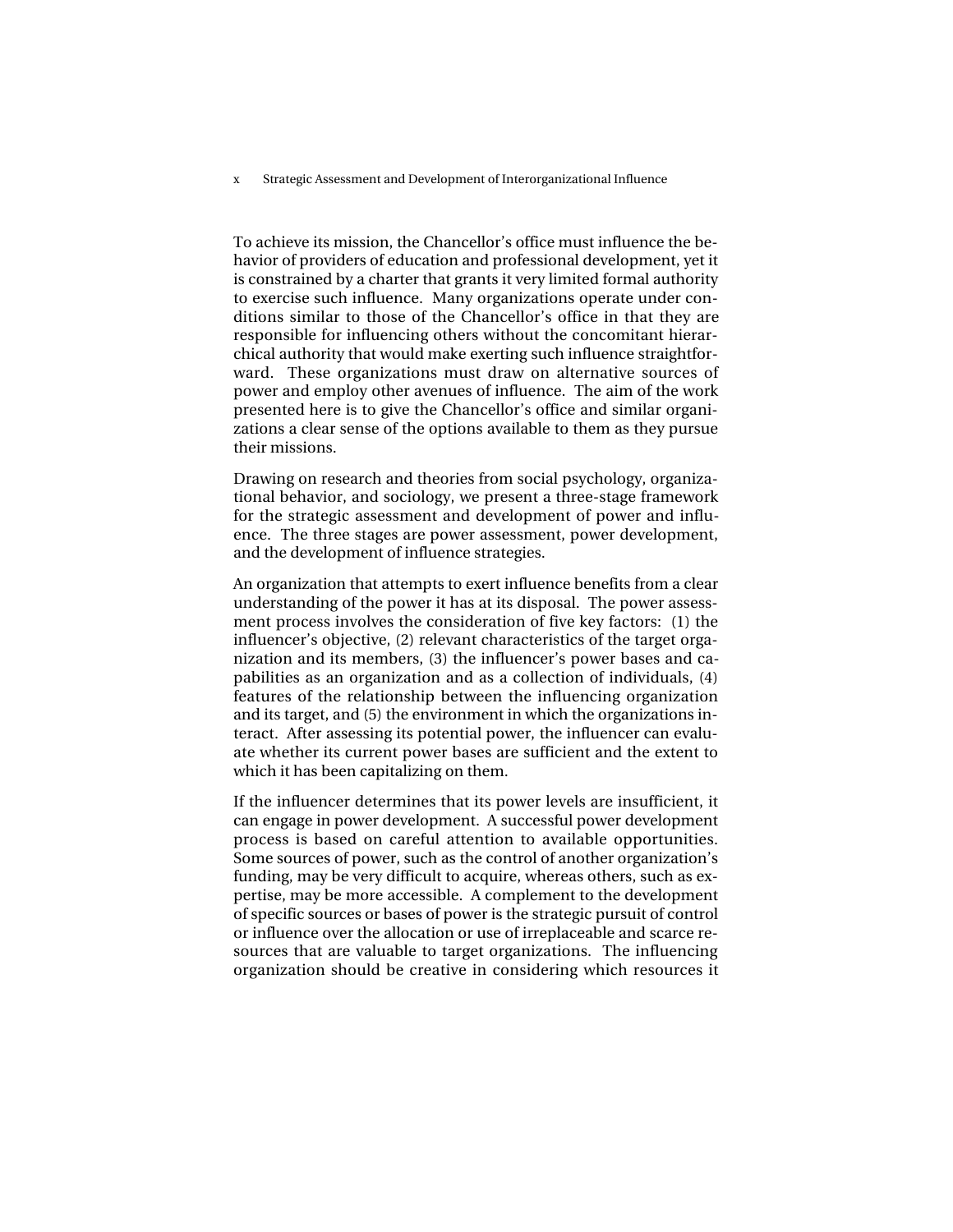To achieve its mission, the Chancellor's office must influence the behavior of providers of education and professional development, yet it is constrained by a charter that grants it very limited formal authority to exercise such influence. Many organizations operate under conditions similar to those of the Chancellor's office in that they are responsible for influencing others without the concomitant hierarchical authority that would make exerting such influence straightforward. These organizations must draw on alternative sources of power and employ other avenues of influence. The aim of the work presented here is to give the Chancellor's office and similar organizations a clear sense of the options available to them as they pursue their missions.

Drawing on research and theories from social psychology, organizational behavior, and sociology, we present a three-stage framework for the strategic assessment and development of power and influence. The three stages are power assessment, power development, and the development of influence strategies.

An organization that attempts to exert influence benefits from a clear understanding of the power it has at its disposal. The power assessment process involves the consideration of five key factors: (1) the influencer's objective, (2) relevant characteristics of the target organization and its members, (3) the influencer's power bases and capabilities as an organization and as a collection of individuals, (4) features of the relationship between the influencing organization and its target, and (5) the environment in which the organizations interact. After assessing its potential power, the influencer can evaluate whether its current power bases are sufficient and the extent to which it has been capitalizing on them.

If the influencer determines that its power levels are insufficient, it can engage in power development. A successful power development process is based on careful attention to available opportunities. Some sources of power, such as the control of another organization's funding, may be very difficult to acquire, whereas others, such as expertise, may be more accessible. A complement to the development of specific sources or bases of power is the strategic pursuit of control or influence over the allocation or use of irreplaceable and scarce resources that are valuable to target organizations. The influencing organization should be creative in considering which resources it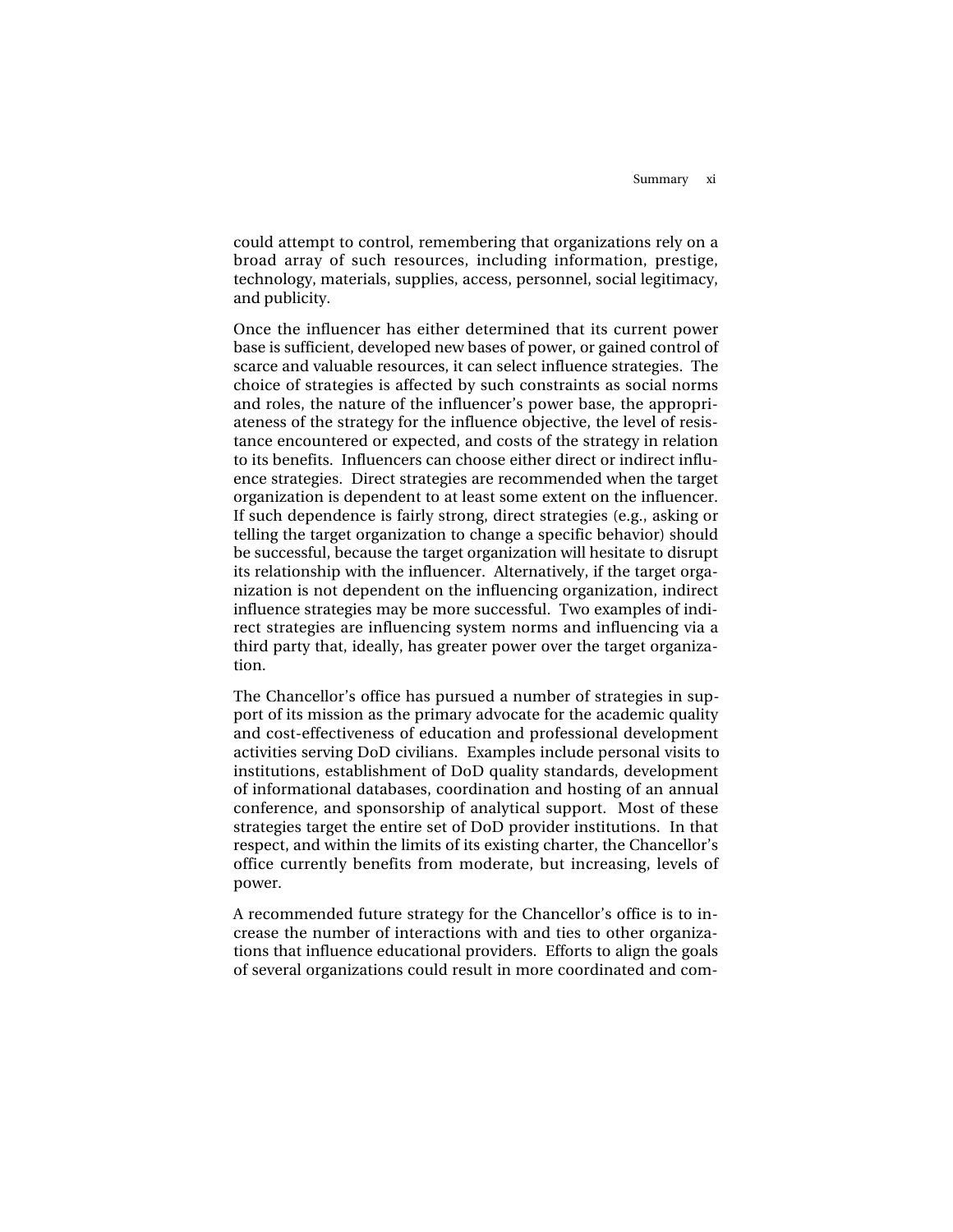could attempt to control, remembering that organizations rely on a broad array of such resources, including information, prestige, technology, materials, supplies, access, personnel, social legitimacy, and publicity.

Once the influencer has either determined that its current power base is sufficient, developed new bases of power, or gained control of scarce and valuable resources, it can select influence strategies. The choice of strategies is affected by such constraints as social norms and roles, the nature of the influencer's power base, the appropriateness of the strategy for the influence objective, the level of resistance encountered or expected, and costs of the strategy in relation to its benefits. Influencers can choose either direct or indirect influence strategies. Direct strategies are recommended when the target organization is dependent to at least some extent on the influencer. If such dependence is fairly strong, direct strategies (e.g., asking or telling the target organization to change a specific behavior) should be successful, because the target organization will hesitate to disrupt its relationship with the influencer. Alternatively, if the target organization is not dependent on the influencing organization, indirect influence strategies may be more successful. Two examples of indirect strategies are influencing system norms and influencing via a third party that, ideally, has greater power over the target organization.

The Chancellor's office has pursued a number of strategies in support of its mission as the primary advocate for the academic quality and cost-effectiveness of education and professional development activities serving DoD civilians. Examples include personal visits to institutions, establishment of DoD quality standards, development of informational databases, coordination and hosting of an annual conference, and sponsorship of analytical support. Most of these strategies target the entire set of DoD provider institutions. In that respect, and within the limits of its existing charter, the Chancellor's office currently benefits from moderate, but increasing, levels of power.

A recommended future strategy for the Chancellor's office is to increase the number of interactions with and ties to other organizations that influence educational providers. Efforts to align the goals of several organizations could result in more coordinated and com-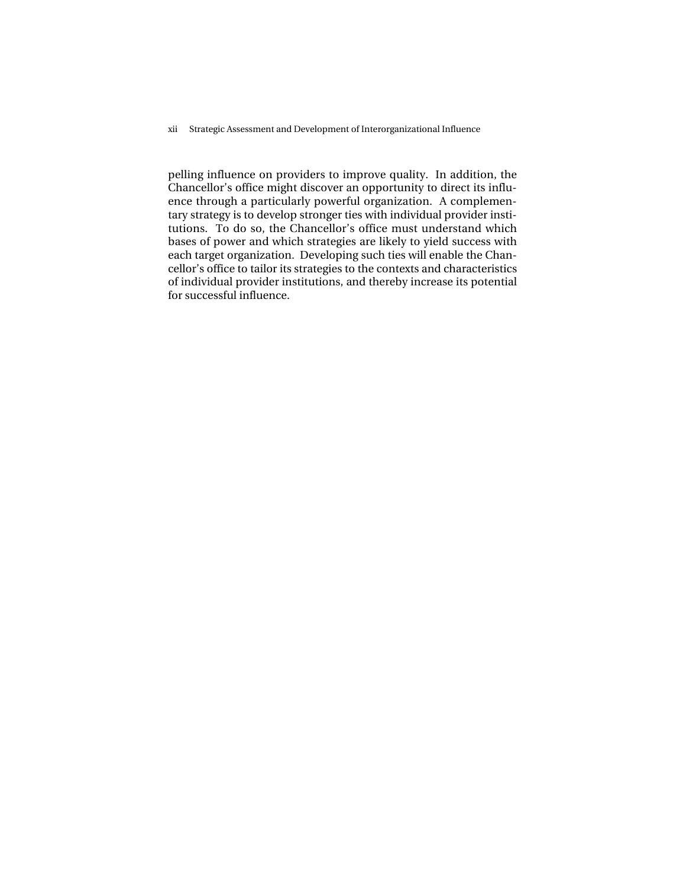pelling influence on providers to improve quality. In addition, the Chancellor's office might discover an opportunity to direct its influence through a particularly powerful organization. A complementary strategy is to develop stronger ties with individual provider institutions. To do so, the Chancellor's office must understand which bases of power and which strategies are likely to yield success with each target organization. Developing such ties will enable the Chancellor's office to tailor its strategies to the contexts and characteristics of individual provider institutions, and thereby increase its potential for successful influence.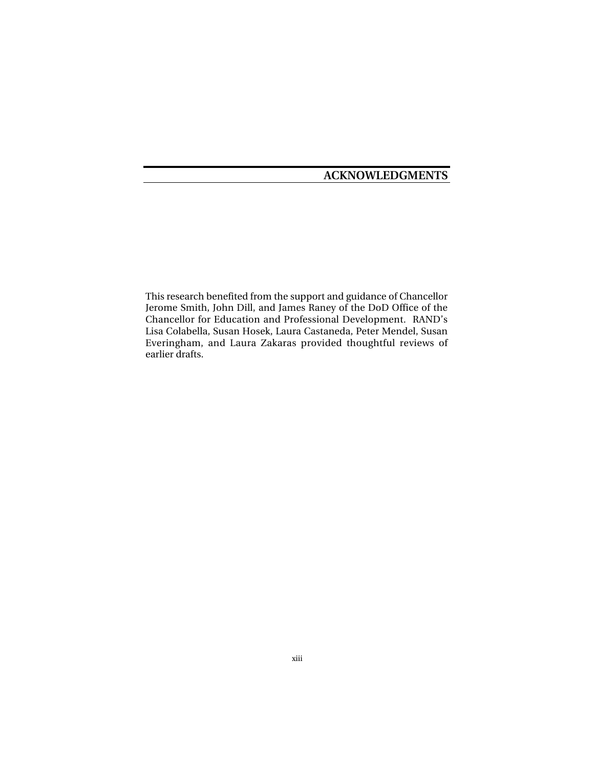# ACKNOWLEDGMENTS

This research benefited from the support and guidance of Chancellor Jerome Smith, John Dill, and James Raney of the DoD Office of the Chancellor for Education and Professional Development. RAND's Lisa Colabella, Susan Hosek, Laura Castaneda, Peter Mendel, Susan Everingham, and Laura Zakaras provided thoughtful reviews of earlier drafts.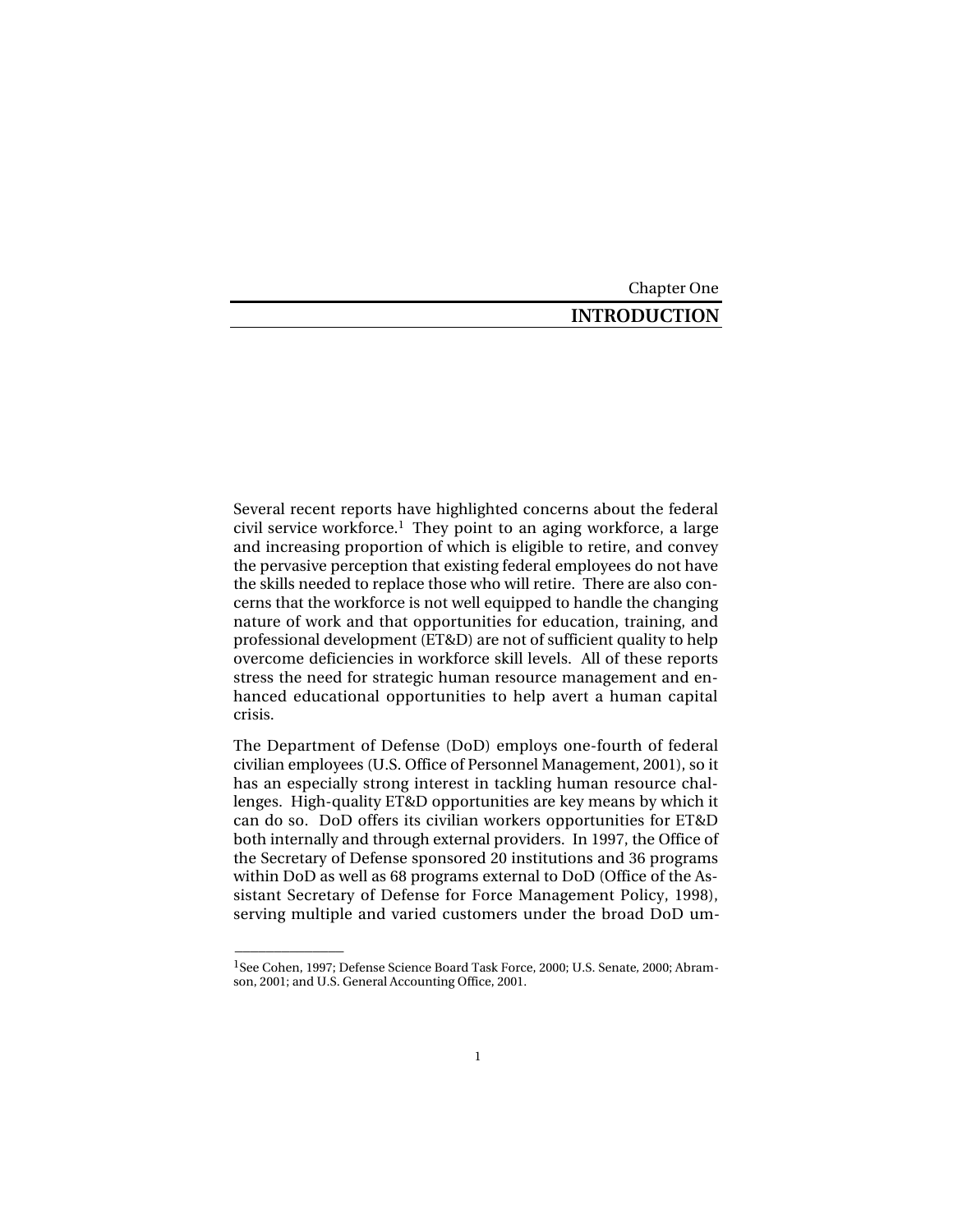Chapter One

# INTRODUCTION

Several recent reports have highlighted concerns about the federal civil service workforce.[1] They point to an aging workforce, a large and increasing proportion of which is eligible to retire, and convey the pervasive perception that existing federal employees do not have the skills needed to replace those who will retire. There are also concerns that the workforce is not well equipped to handle the changing nature of work and that opportunities for education, training, and professional development (ET&D) are not of sufficient quality to help overcome deficiencies in workforce skill levels. All of these reports stress the need for strategic human resource management and enhanced educational opportunities to help avert a human capital crisis.

The Department of Defense (DoD) employs one-fourth of federal civilian employees (U.S. Office of Personnel Management, 2001), so it has an especially strong interest in tackling human resource challenges. High-quality ET&D opportunities are key means by which it can do so. DoD offers its civilian workers opportunities for ET&D both internally and through external providers. In 1997, the Office of the Secretary of Defense sponsored 20 institutions and 36 programs within DoD as well as 68 programs external to DoD (Office of the Assistant Secretary of Defense for Force Management Policy, 1998), serving multiple and varied customers under the broad DoD um-

---

[1] See Cohen, 1997; Defense Science Board Task Force, 2000; U.S. Senate, 2000; Abramson, 2001; and U.S. General Accounting Office, 2001.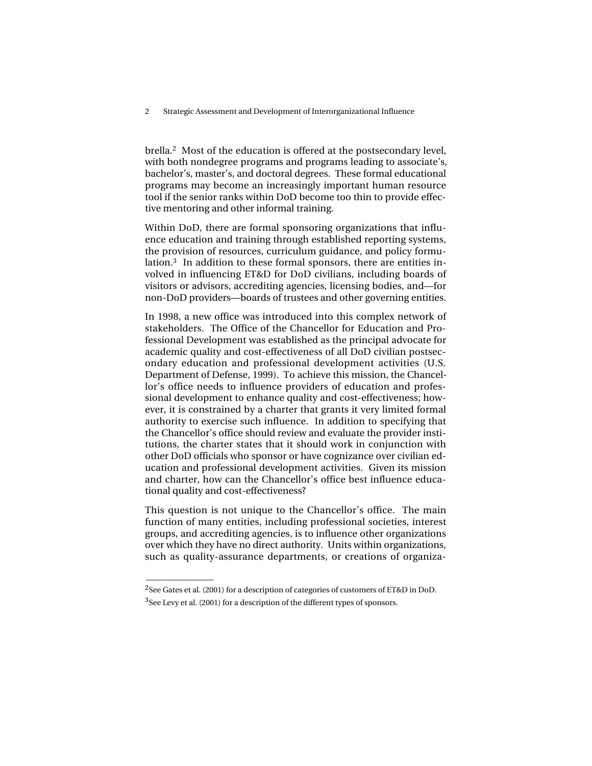brella.[2] Most of the education is offered at the postsecondary level, with both nondegree programs and programs leading to associate's, bachelor's, master's, and doctoral degrees. These formal educational programs may become an increasingly important human resource tool if the senior ranks within DoD become too thin to provide effective mentoring and other informal training.

Within DoD, there are formal sponsoring organizations that influence education and training through established reporting systems, the provision of resources, curriculum guidance, and policy formulation.[3] In addition to these formal sponsors, there are entities involved in influencing ET&D for DoD civilians, including boards of visitors or advisors, accrediting agencies, licensing bodies, and—for non-DoD providers—boards of trustees and other governing entities.

In 1998, a new office was introduced into this complex network of stakeholders. The Office of the Chancellor for Education and Professional Development was established as the principal advocate for academic quality and cost-effectiveness of all DoD civilian postsecondary education and professional development activities (U.S. Department of Defense, 1999). To achieve this mission, the Chancellor's office needs to influence providers of education and professional development to enhance quality and cost-effectiveness; however, it is constrained by a charter that grants it very limited formal authority to exercise such influence. In addition to specifying that the Chancellor's office should review and evaluate the provider institutions, the charter states that it should work in conjunction with other DoD officials who sponsor or have cognizance over civilian education and professional development activities. Given its mission and charter, how can the Chancellor's office best influence educational quality and cost-effectiveness?

This question is not unique to the Chancellor's office. The main function of many entities, including professional societies, interest groups, and accrediting agencies, is to influence other organizations over which they have no direct authority. Units within organizations, such as quality-assurance departments, or creations of organiza-

---

[2] See Gates et al. (2001) for a description of categories of customers of ET&D in DoD.

[3] See Levy et al. (2001) for a description of the different types of sponsors.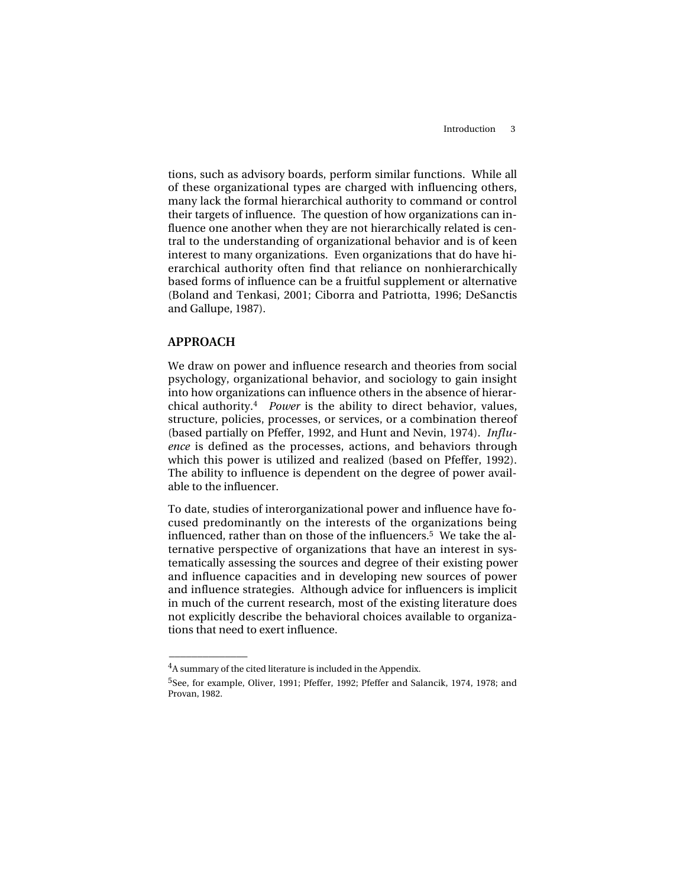tions, such as advisory boards, perform similar functions. While all of these organizational types are charged with influencing others, many lack the formal hierarchical authority to command or control their targets of influence. The question of how organizations can influence one another when they are not hierarchically related is central to the understanding of organizational behavior and is of keen interest to many organizations. Even organizations that do have hierarchical authority often find that reliance on nonhierarchically based forms of influence can be a fruitful supplement or alternative (Boland and Tenkasi, 2001; Ciborra and Patriotta, 1996; DeSanctis and Gallupe, 1987).

## APPROACH

We draw on power and influence research and theories from social psychology, organizational behavior, and sociology to gain insight into how organizations can influence others in the absence of hierarchical authority.[4] *Power* is the ability to direct behavior, values, structure, policies, processes, or services, or a combination thereof (based partially on Pfeffer, 1992, and Hunt and Nevin, 1974). *Influence* is defined as the processes, actions, and behaviors through which this power is utilized and realized (based on Pfeffer, 1992). The ability to influence is dependent on the degree of power available to the influencer.

To date, studies of interorganizational power and influence have focused predominantly on the interests of the organizations being influenced, rather than on those of the influencers.[5] We take the alternative perspective of organizations that have an interest in systematically assessing the sources and degree of their existing power and influence capacities and in developing new sources of power and influence strategies. Although advice for influencers is implicit in much of the current research, most of the existing literature does not explicitly describe the behavioral choices available to organizations that need to exert influence.

---

[4] A summary of the cited literature is included in the Appendix.

[5] See, for example, Oliver, 1991; Pfeffer, 1992; Pfeffer and Salancik, 1974, 1978; and Provan, 1982.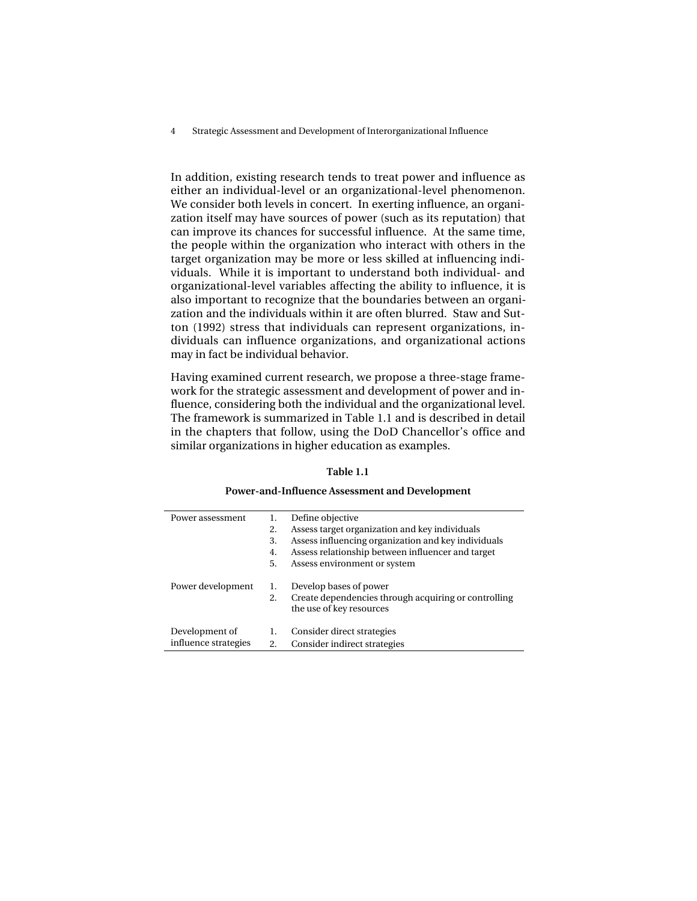In addition, existing research tends to treat power and influence as either an individual-level or an organizational-level phenomenon. We consider both levels in concert. In exerting influence, an organization itself may have sources of power (such as its reputation) that can improve its chances for successful influence. At the same time, the people within the organization who interact with others in the target organization may be more or less skilled at influencing individuals. While it is important to understand both individual- and organizational-level variables affecting the ability to influence, it is also important to recognize that the boundaries between an organization and the individuals within it are often blurred. Staw and Sutton (1992) stress that individuals can represent organizations, individuals can influence organizations, and organizational actions may in fact be individual behavior.

Having examined current research, we propose a three-stage framework for the strategic assessment and development of power and influence, considering both the individual and the organizational level. The framework is summarized in Table 1.1 and is described in detail in the chapters that follow, using the DoD Chancellor's office and similar organizations in higher education as examples.

**Table 1.1**

**Power-and-Influence Assessment and Development**

| | | |
|---|---|---|
| Power assessment | 1. | Define objective |
| | 2. | Assess target organization and key individuals |
| | 3. | Assess influencing organization and key individuals |
| | 4. | Assess relationship between influencer and target |
| | 5. | Assess environment or system |
| Power development | 1. | Develop bases of power |
| | 2. | Create dependencies through acquiring or controlling the use of key resources |
| Development of influence strategies | 1. | Consider direct strategies |
| | 2. | Consider indirect strategies |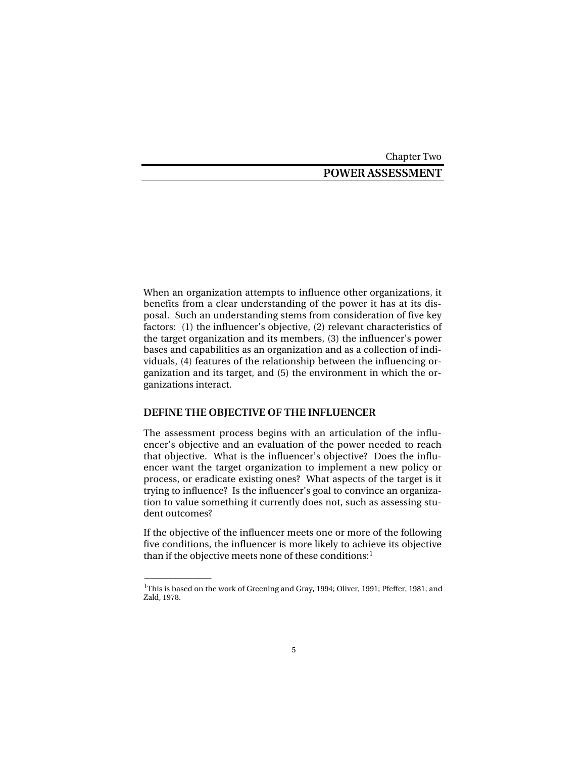# Chapter Two

# POWER ASSESSMENT

When an organization attempts to influence other organizations, it benefits from a clear understanding of the power it has at its disposal. Such an understanding stems from consideration of five key factors: (1) the influencer's objective, (2) relevant characteristics of the target organization and its members, (3) the influencer's power bases and capabilities as an organization and as a collection of individuals, (4) features of the relationship between the influencing organization and its target, and (5) the environment in which the organizations interact.

## DEFINE THE OBJECTIVE OF THE INFLUENCER

The assessment process begins with an articulation of the influencer's objective and an evaluation of the power needed to reach that objective. What is the influencer's objective? Does the influencer want the target organization to implement a new policy or process, or eradicate existing ones? What aspects of the target is it trying to influence? Is the influencer's goal to convince an organization to value something it currently does not, such as assessing student outcomes?

If the objective of the influencer meets one or more of the following five conditions, the influencer is more likely to achieve its objective than if the objective meets none of these conditions:[1]

---

[1]This is based on the work of Greening and Gray, 1994; Oliver, 1991; Pfeffer, 1981; and Zald, 1978.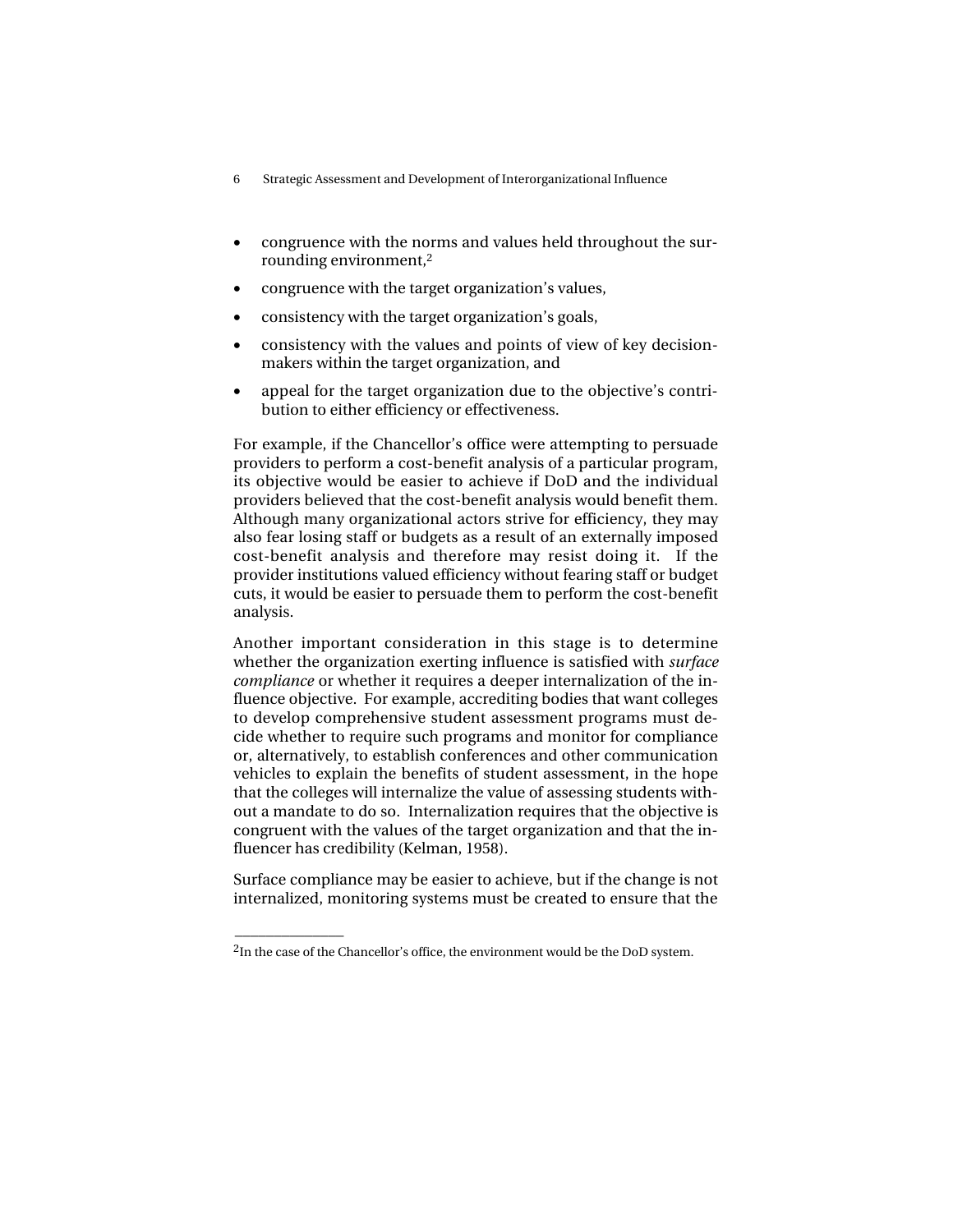- congruence with the norms and values held throughout the surrounding environment,[2]
- congruence with the target organization's values,
- consistency with the target organization's goals,
- consistency with the values and points of view of key decisionmakers within the target organization, and
- appeal for the target organization due to the objective's contribution to either efficiency or effectiveness.

For example, if the Chancellor's office were attempting to persuade providers to perform a cost-benefit analysis of a particular program, its objective would be easier to achieve if DoD and the individual providers believed that the cost-benefit analysis would benefit them. Although many organizational actors strive for efficiency, they may also fear losing staff or budgets as a result of an externally imposed cost-benefit analysis and therefore may resist doing it. If the provider institutions valued efficiency without fearing staff or budget cuts, it would be easier to persuade them to perform the cost-benefit analysis.

Another important consideration in this stage is to determine whether the organization exerting influence is satisfied with *surface compliance* or whether it requires a deeper internalization of the influence objective. For example, accrediting bodies that want colleges to develop comprehensive student assessment programs must decide whether to require such programs and monitor for compliance or, alternatively, to establish conferences and other communication vehicles to explain the benefits of student assessment, in the hope that the colleges will internalize the value of assessing students without a mandate to do so. Internalization requires that the objective is congruent with the values of the target organization and that the influencer has credibility (Kelman, 1958).

Surface compliance may be easier to achieve, but if the change is not internalized, monitoring systems must be created to ensure that the

---

[2]In the case of the Chancellor's office, the environment would be the DoD system.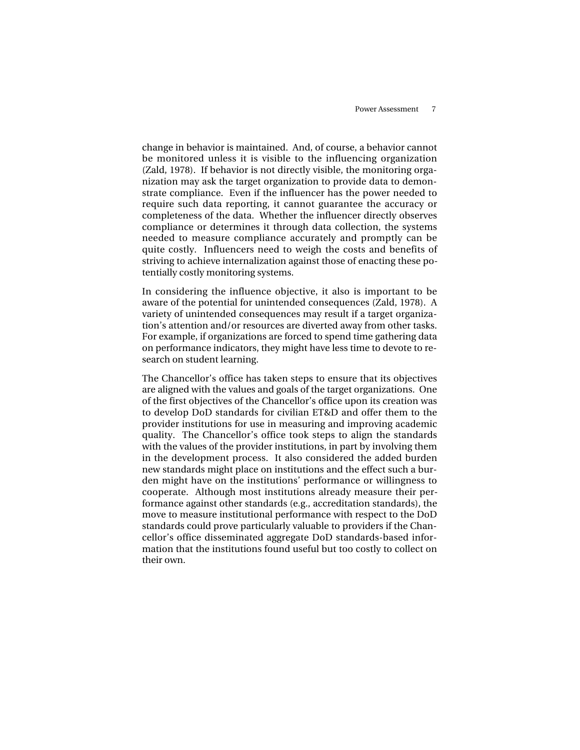change in behavior is maintained. And, of course, a behavior cannot be monitored unless it is visible to the influencing organization (Zald, 1978). If behavior is not directly visible, the monitoring organization may ask the target organization to provide data to demonstrate compliance. Even if the influencer has the power needed to require such data reporting, it cannot guarantee the accuracy or completeness of the data. Whether the influencer directly observes compliance or determines it through data collection, the systems needed to measure compliance accurately and promptly can be quite costly. Influencers need to weigh the costs and benefits of striving to achieve internalization against those of enacting these potentially costly monitoring systems.

In considering the influence objective, it also is important to be aware of the potential for unintended consequences (Zald, 1978). A variety of unintended consequences may result if a target organization's attention and/or resources are diverted away from other tasks. For example, if organizations are forced to spend time gathering data on performance indicators, they might have less time to devote to research on student learning.

The Chancellor's office has taken steps to ensure that its objectives are aligned with the values and goals of the target organizations. One of the first objectives of the Chancellor's office upon its creation was to develop DoD standards for civilian ET&D and offer them to the provider institutions for use in measuring and improving academic quality. The Chancellor's office took steps to align the standards with the values of the provider institutions, in part by involving them in the development process. It also considered the added burden new standards might place on institutions and the effect such a burden might have on the institutions' performance or willingness to cooperate. Although most institutions already measure their performance against other standards (e.g., accreditation standards), the move to measure institutional performance with respect to the DoD standards could prove particularly valuable to providers if the Chancellor's office disseminated aggregate DoD standards-based information that the institutions found useful but too costly to collect on their own.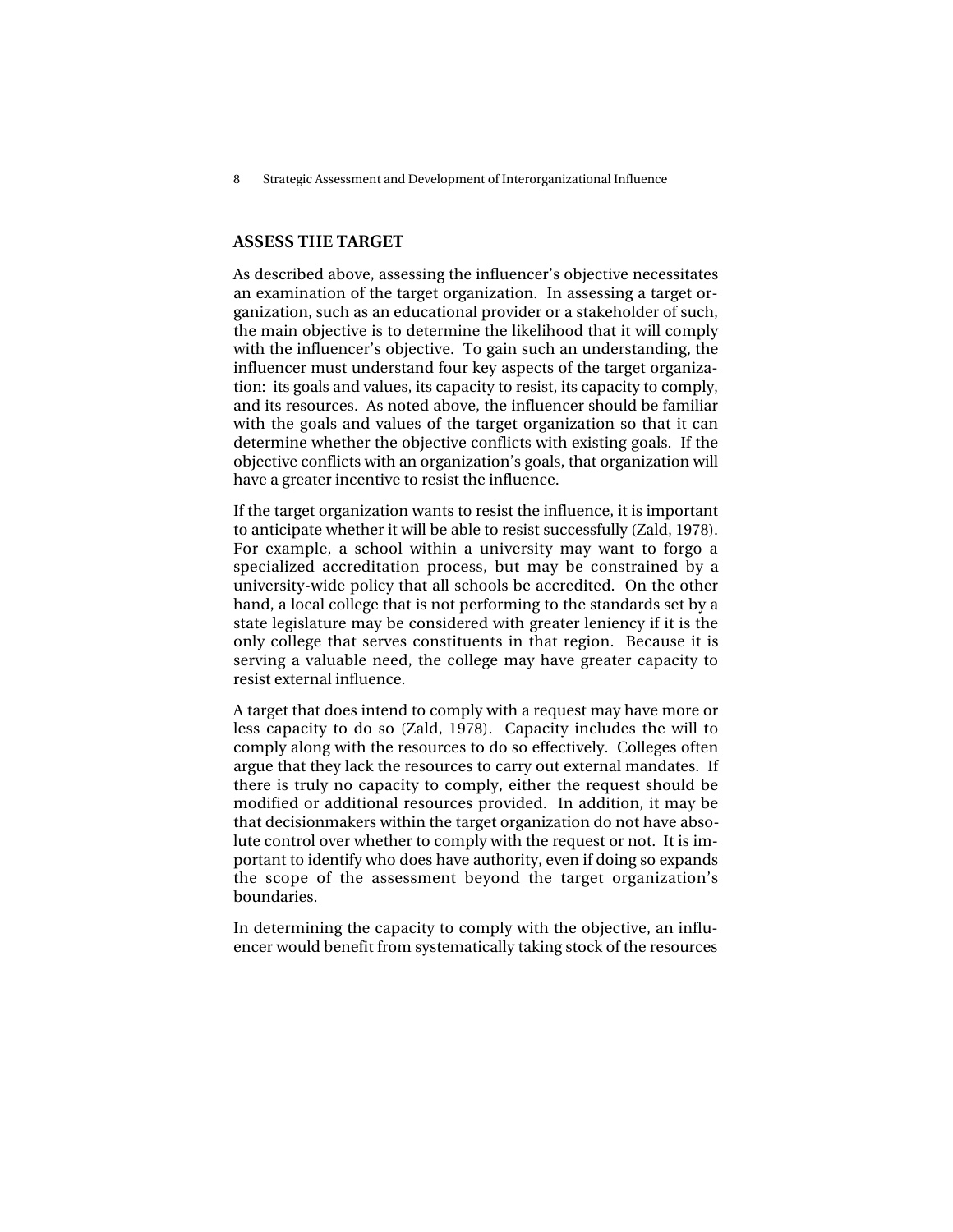## ASSESS THE TARGET

As described above, assessing the influencer's objective necessitates an examination of the target organization. In assessing a target organization, such as an educational provider or a stakeholder of such, the main objective is to determine the likelihood that it will comply with the influencer's objective. To gain such an understanding, the influencer must understand four key aspects of the target organization: its goals and values, its capacity to resist, its capacity to comply, and its resources. As noted above, the influencer should be familiar with the goals and values of the target organization so that it can determine whether the objective conflicts with existing goals. If the objective conflicts with an organization's goals, that organization will have a greater incentive to resist the influence.

If the target organization wants to resist the influence, it is important to anticipate whether it will be able to resist successfully (Zald, 1978). For example, a school within a university may want to forgo a specialized accreditation process, but may be constrained by a university-wide policy that all schools be accredited. On the other hand, a local college that is not performing to the standards set by a state legislature may be considered with greater leniency if it is the only college that serves constituents in that region. Because it is serving a valuable need, the college may have greater capacity to resist external influence.

A target that does intend to comply with a request may have more or less capacity to do so (Zald, 1978). Capacity includes the will to comply along with the resources to do so effectively. Colleges often argue that they lack the resources to carry out external mandates. If there is truly no capacity to comply, either the request should be modified or additional resources provided. In addition, it may be that decisionmakers within the target organization do not have absolute control over whether to comply with the request or not. It is important to identify who does have authority, even if doing so expands the scope of the assessment beyond the target organization's boundaries.

In determining the capacity to comply with the objective, an influencer would benefit from systematically taking stock of the resources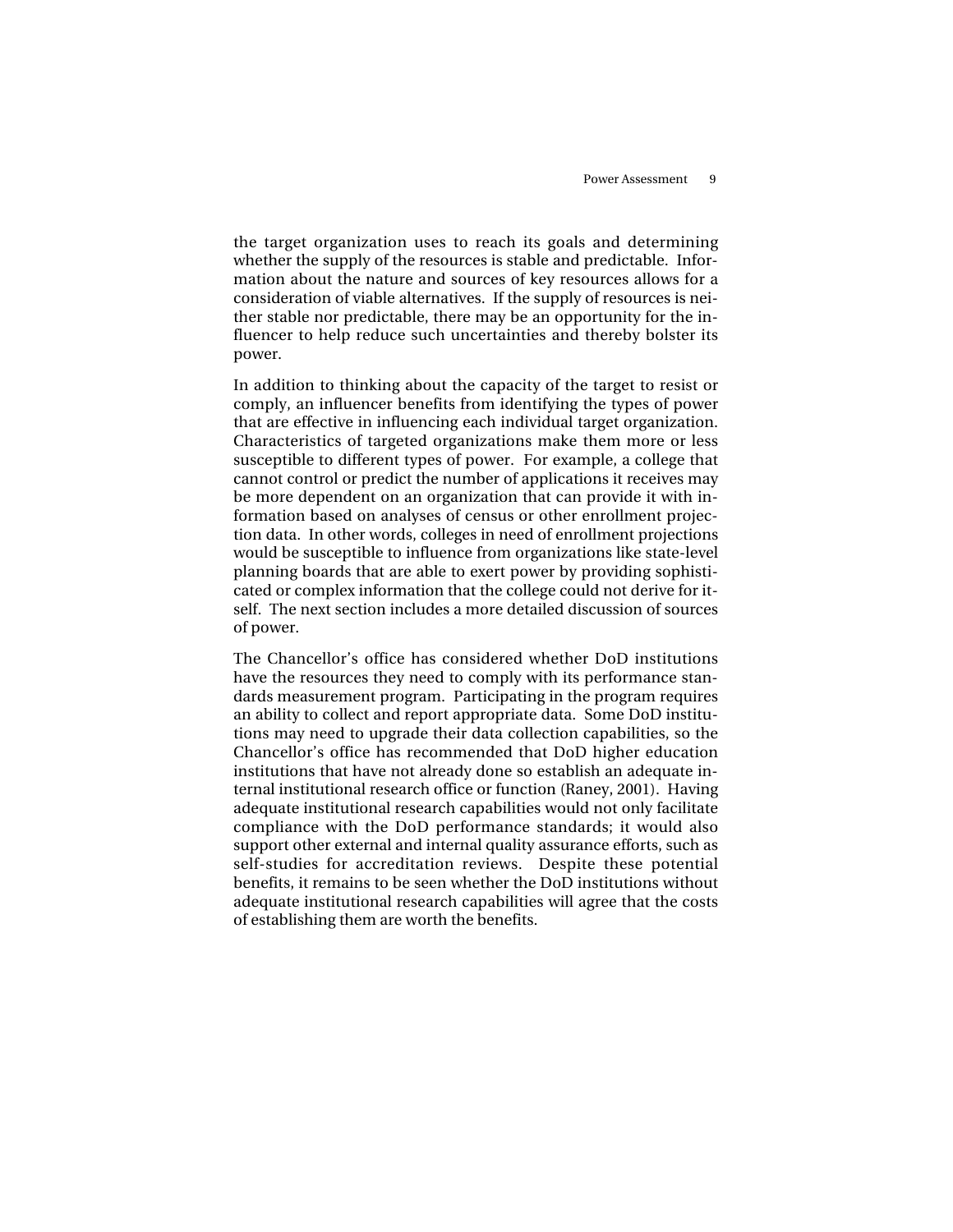the target organization uses to reach its goals and determining whether the supply of the resources is stable and predictable. Information about the nature and sources of key resources allows for a consideration of viable alternatives. If the supply of resources is neither stable nor predictable, there may be an opportunity for the influencer to help reduce such uncertainties and thereby bolster its power.

In addition to thinking about the capacity of the target to resist or comply, an influencer benefits from identifying the types of power that are effective in influencing each individual target organization. Characteristics of targeted organizations make them more or less susceptible to different types of power. For example, a college that cannot control or predict the number of applications it receives may be more dependent on an organization that can provide it with information based on analyses of census or other enrollment projection data. In other words, colleges in need of enrollment projections would be susceptible to influence from organizations like state-level planning boards that are able to exert power by providing sophisticated or complex information that the college could not derive for itself. The next section includes a more detailed discussion of sources of power.

The Chancellor's office has considered whether DoD institutions have the resources they need to comply with its performance standards measurement program. Participating in the program requires an ability to collect and report appropriate data. Some DoD institutions may need to upgrade their data collection capabilities, so the Chancellor's office has recommended that DoD higher education institutions that have not already done so establish an adequate internal institutional research office or function (Raney, 2001). Having adequate institutional research capabilities would not only facilitate compliance with the DoD performance standards; it would also support other external and internal quality assurance efforts, such as self-studies for accreditation reviews. Despite these potential benefits, it remains to be seen whether the DoD institutions without adequate institutional research capabilities will agree that the costs of establishing them are worth the benefits.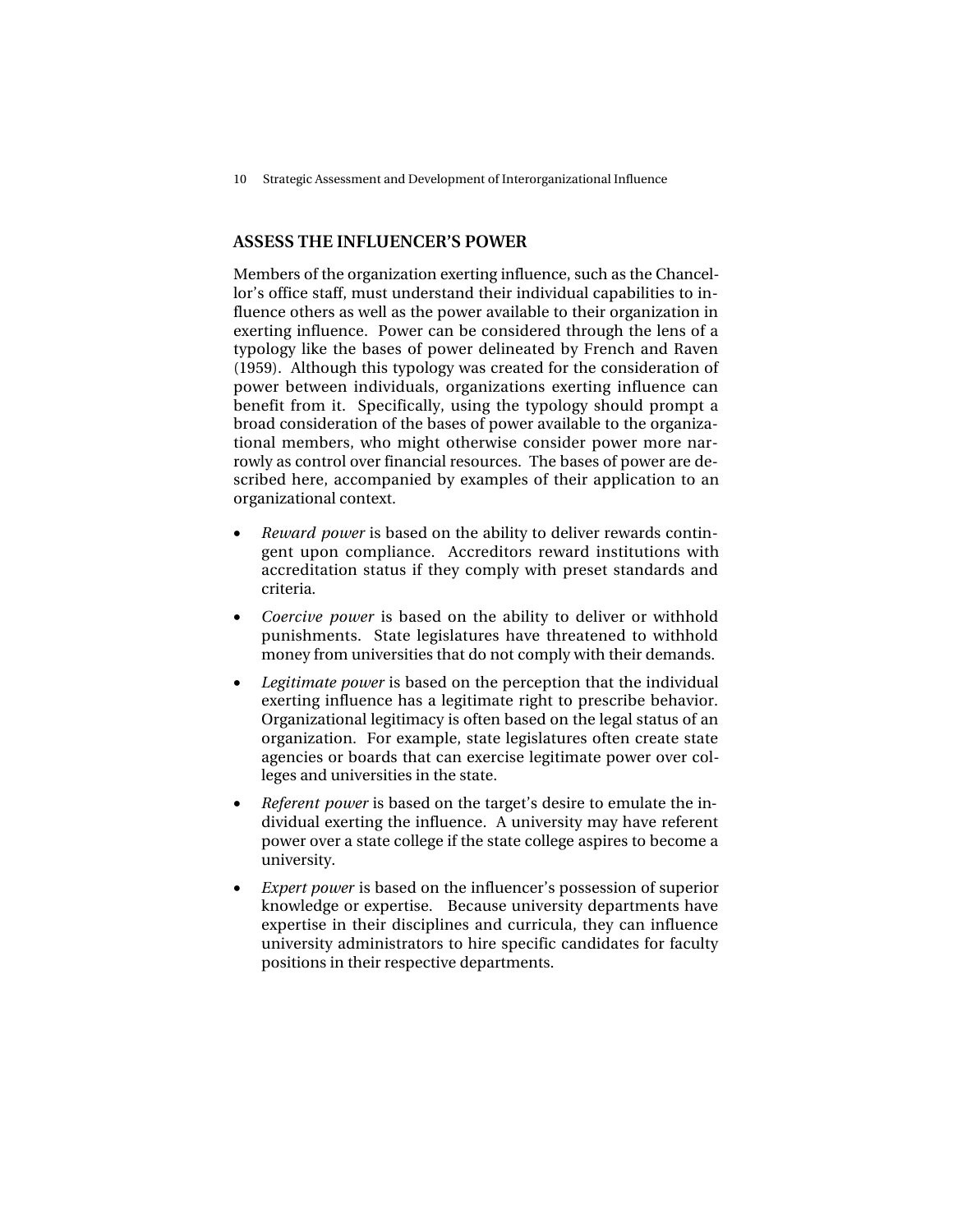## ASSESS THE INFLUENCER'S POWER

Members of the organization exerting influence, such as the Chancellor's office staff, must understand their individual capabilities to influence others as well as the power available to their organization in exerting influence. Power can be considered through the lens of a typology like the bases of power delineated by French and Raven (1959). Although this typology was created for the consideration of power between individuals, organizations exerting influence can benefit from it. Specifically, using the typology should prompt a broad consideration of the bases of power available to the organizational members, who might otherwise consider power more narrowly as control over financial resources. The bases of power are described here, accompanied by examples of their application to an organizational context.

- *Reward power* is based on the ability to deliver rewards contingent upon compliance. Accreditors reward institutions with accreditation status if they comply with preset standards and criteria.
- *Coercive power* is based on the ability to deliver or withhold punishments. State legislatures have threatened to withhold money from universities that do not comply with their demands.
- *Legitimate power* is based on the perception that the individual exerting influence has a legitimate right to prescribe behavior. Organizational legitimacy is often based on the legal status of an organization. For example, state legislatures often create state agencies or boards that can exercise legitimate power over colleges and universities in the state.
- *Referent power* is based on the target's desire to emulate the individual exerting the influence. A university may have referent power over a state college if the state college aspires to become a university.
- *Expert power* is based on the influencer's possession of superior knowledge or expertise. Because university departments have expertise in their disciplines and curricula, they can influence university administrators to hire specific candidates for faculty positions in their respective departments.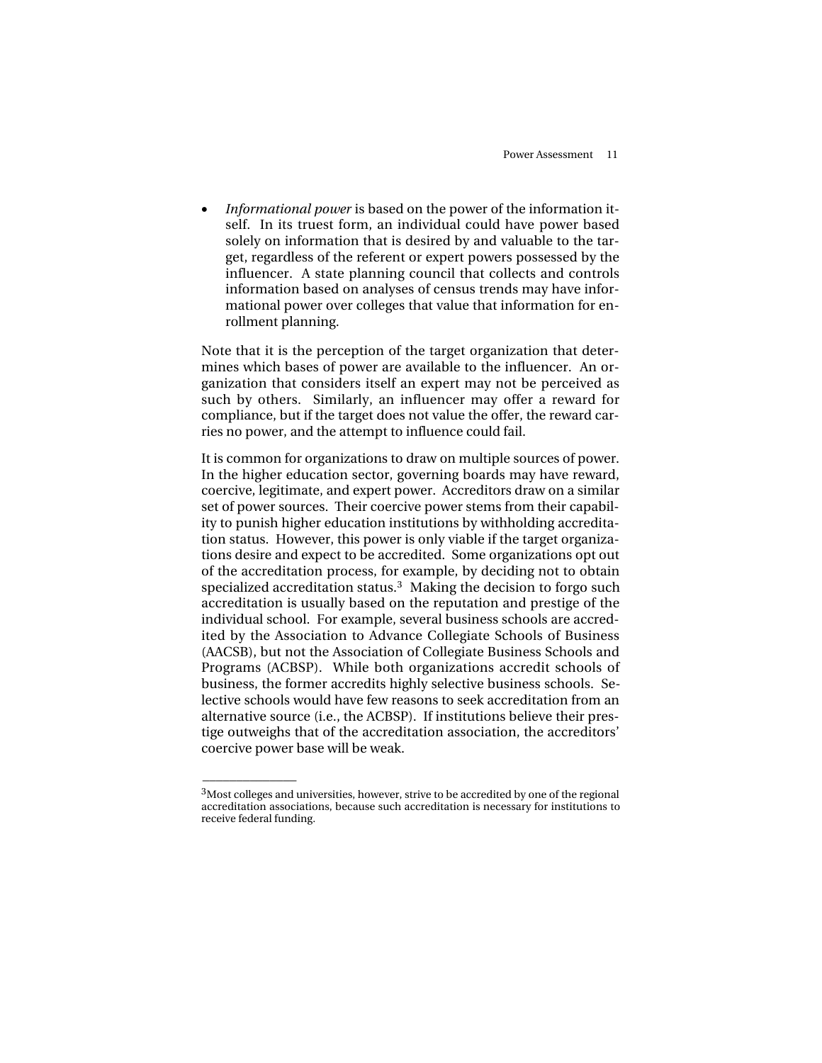- *Informational power* is based on the power of the information itself. In its truest form, an individual could have power based solely on information that is desired by and valuable to the target, regardless of the referent or expert powers possessed by the influencer. A state planning council that collects and controls information based on analyses of census trends may have informational power over colleges that value that information for enrollment planning.

Note that it is the perception of the target organization that determines which bases of power are available to the influencer. An organization that considers itself an expert may not be perceived as such by others. Similarly, an influencer may offer a reward for compliance, but if the target does not value the offer, the reward carries no power, and the attempt to influence could fail.

It is common for organizations to draw on multiple sources of power. In the higher education sector, governing boards may have reward, coercive, legitimate, and expert power. Accreditors draw on a similar set of power sources. Their coercive power stems from their capability to punish higher education institutions by withholding accreditation status. However, this power is only viable if the target organizations desire and expect to be accredited. Some organizations opt out of the accreditation process, for example, by deciding not to obtain specialized accreditation status.[3] Making the decision to forgo such accreditation is usually based on the reputation and prestige of the individual school. For example, several business schools are accredited by the Association to Advance Collegiate Schools of Business (AACSB), but not the Association of Collegiate Business Schools and Programs (ACBSP). While both organizations accredit schools of business, the former accredits highly selective business schools. Selective schools would have few reasons to seek accreditation from an alternative source (i.e., the ACBSP). If institutions believe their prestige outweighs that of the accreditation association, the accreditors' coercive power base will be weak.

---

[3]Most colleges and universities, however, strive to be accredited by one of the regional accreditation associations, because such accreditation is necessary for institutions to receive federal funding.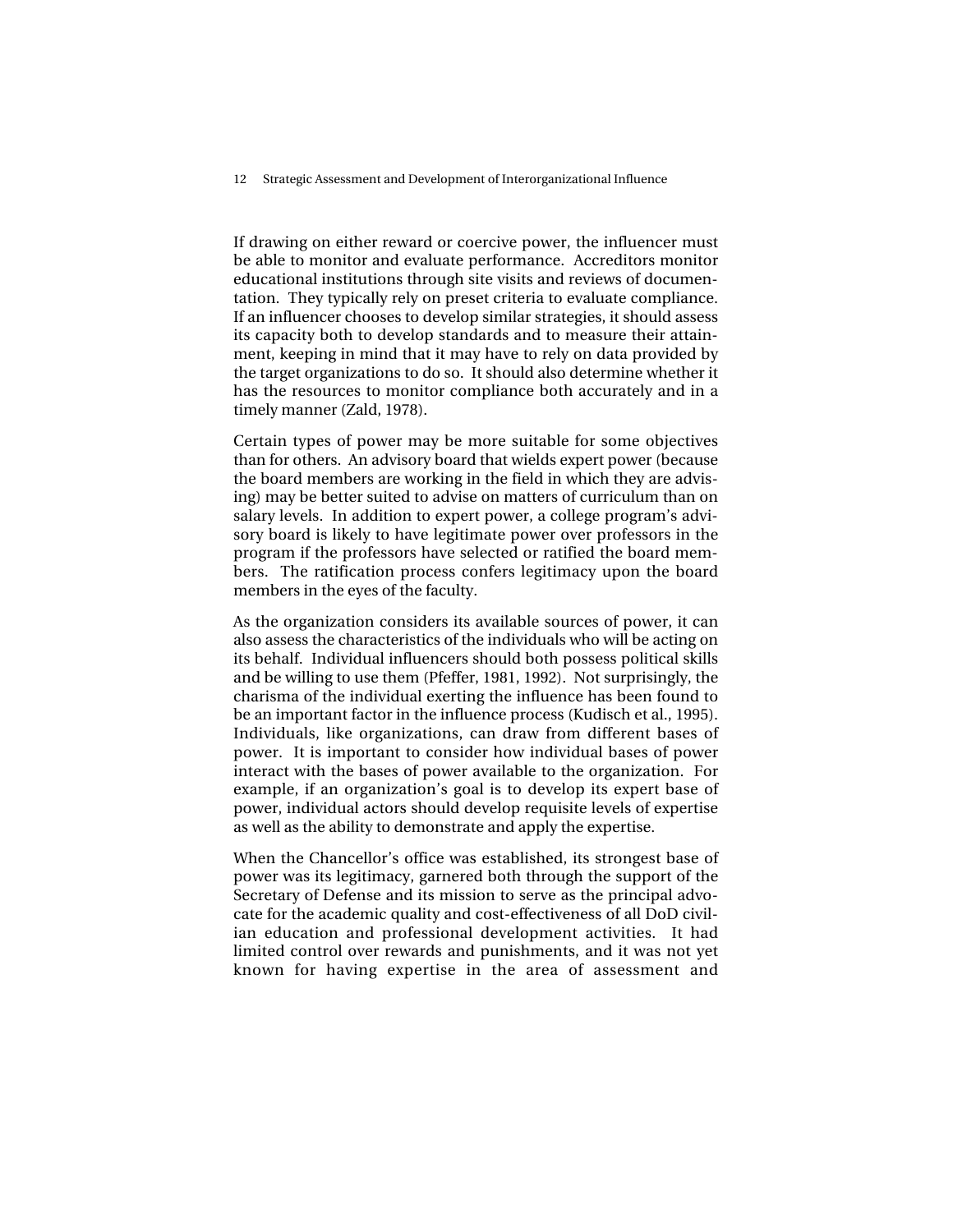If drawing on either reward or coercive power, the influencer must be able to monitor and evaluate performance. Accreditors monitor educational institutions through site visits and reviews of documentation. They typically rely on preset criteria to evaluate compliance. If an influencer chooses to develop similar strategies, it should assess its capacity both to develop standards and to measure their attainment, keeping in mind that it may have to rely on data provided by the target organizations to do so. It should also determine whether it has the resources to monitor compliance both accurately and in a timely manner (Zald, 1978).

Certain types of power may be more suitable for some objectives than for others. An advisory board that wields expert power (because the board members are working in the field in which they are advising) may be better suited to advise on matters of curriculum than on salary levels. In addition to expert power, a college program's advisory board is likely to have legitimate power over professors in the program if the professors have selected or ratified the board members. The ratification process confers legitimacy upon the board members in the eyes of the faculty.

As the organization considers its available sources of power, it can also assess the characteristics of the individuals who will be acting on its behalf. Individual influencers should both possess political skills and be willing to use them (Pfeffer, 1981, 1992). Not surprisingly, the charisma of the individual exerting the influence has been found to be an important factor in the influence process (Kudisch et al., 1995). Individuals, like organizations, can draw from different bases of power. It is important to consider how individual bases of power interact with the bases of power available to the organization. For example, if an organization's goal is to develop its expert base of power, individual actors should develop requisite levels of expertise as well as the ability to demonstrate and apply the expertise.

When the Chancellor's office was established, its strongest base of power was its legitimacy, garnered both through the support of the Secretary of Defense and its mission to serve as the principal advocate for the academic quality and cost-effectiveness of all DoD civilian education and professional development activities. It had limited control over rewards and punishments, and it was not yet known for having expertise in the area of assessment and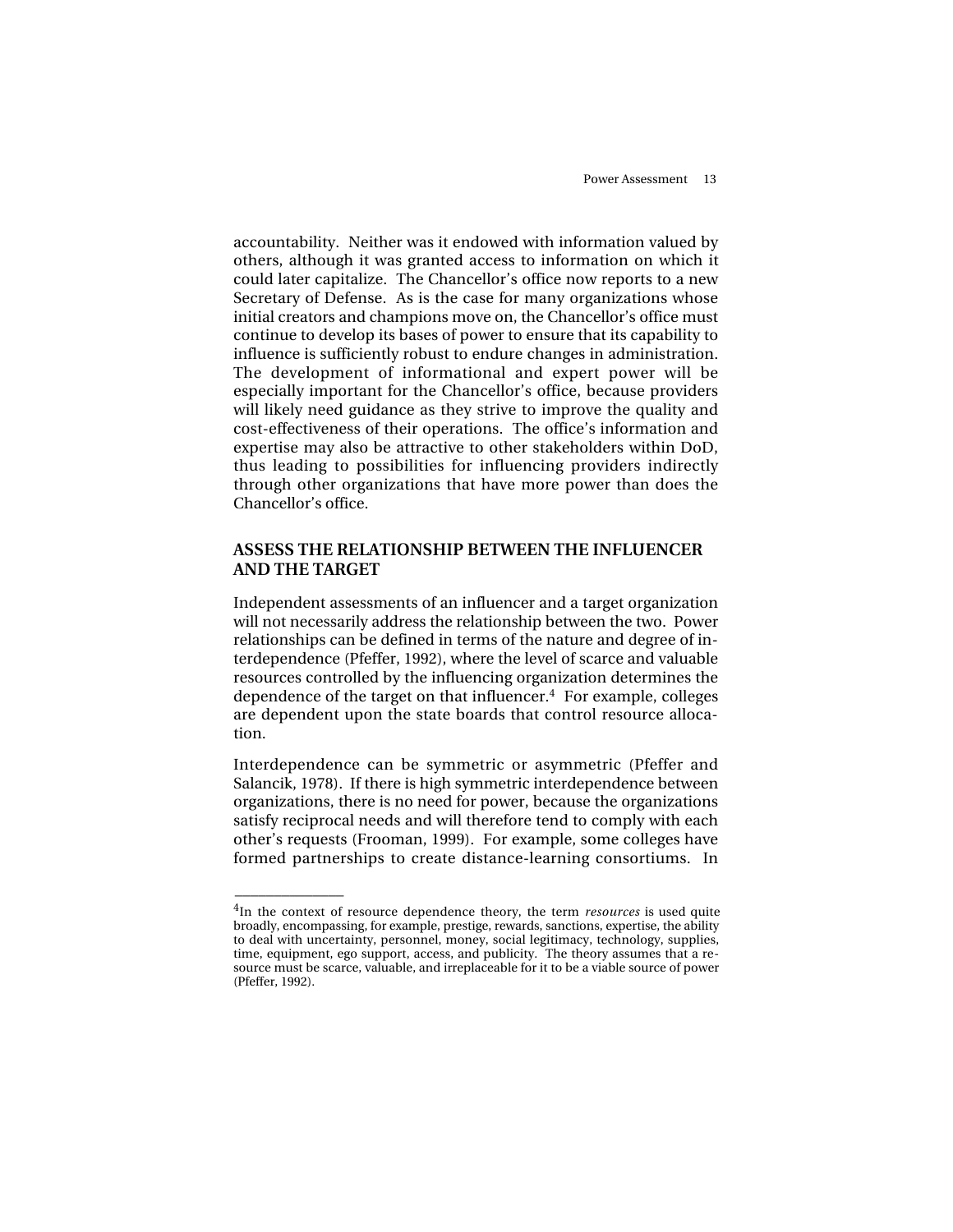accountability. Neither was it endowed with information valued by others, although it was granted access to information on which it could later capitalize. The Chancellor's office now reports to a new Secretary of Defense. As is the case for many organizations whose initial creators and champions move on, the Chancellor's office must continue to develop its bases of power to ensure that its capability to influence is sufficiently robust to endure changes in administration. The development of informational and expert power will be especially important for the Chancellor's office, because providers will likely need guidance as they strive to improve the quality and cost-effectiveness of their operations. The office's information and expertise may also be attractive to other stakeholders within DoD, thus leading to possibilities for influencing providers indirectly through other organizations that have more power than does the Chancellor's office.

## ASSESS THE RELATIONSHIP BETWEEN THE INFLUENCER AND THE TARGET

Independent assessments of an influencer and a target organization will not necessarily address the relationship between the two. Power relationships can be defined in terms of the nature and degree of interdependence (Pfeffer, 1992), where the level of scarce and valuable resources controlled by the influencing organization determines the dependence of the target on that influencer.[4] For example, colleges are dependent upon the state boards that control resource allocation.

Interdependence can be symmetric or asymmetric (Pfeffer and Salancik, 1978). If there is high symmetric interdependence between organizations, there is no need for power, because the organizations satisfy reciprocal needs and will therefore tend to comply with each other's requests (Frooman, 1999). For example, some colleges have formed partnerships to create distance-learning consortiums. In

---

[4]In the context of resource dependence theory, the term *resources* is used quite broadly, encompassing, for example, prestige, rewards, sanctions, expertise, the ability to deal with uncertainty, personnel, money, social legitimacy, technology, supplies, time, equipment, ego support, access, and publicity. The theory assumes that a resource must be scarce, valuable, and irreplaceable for it to be a viable source of power (Pfeffer, 1992).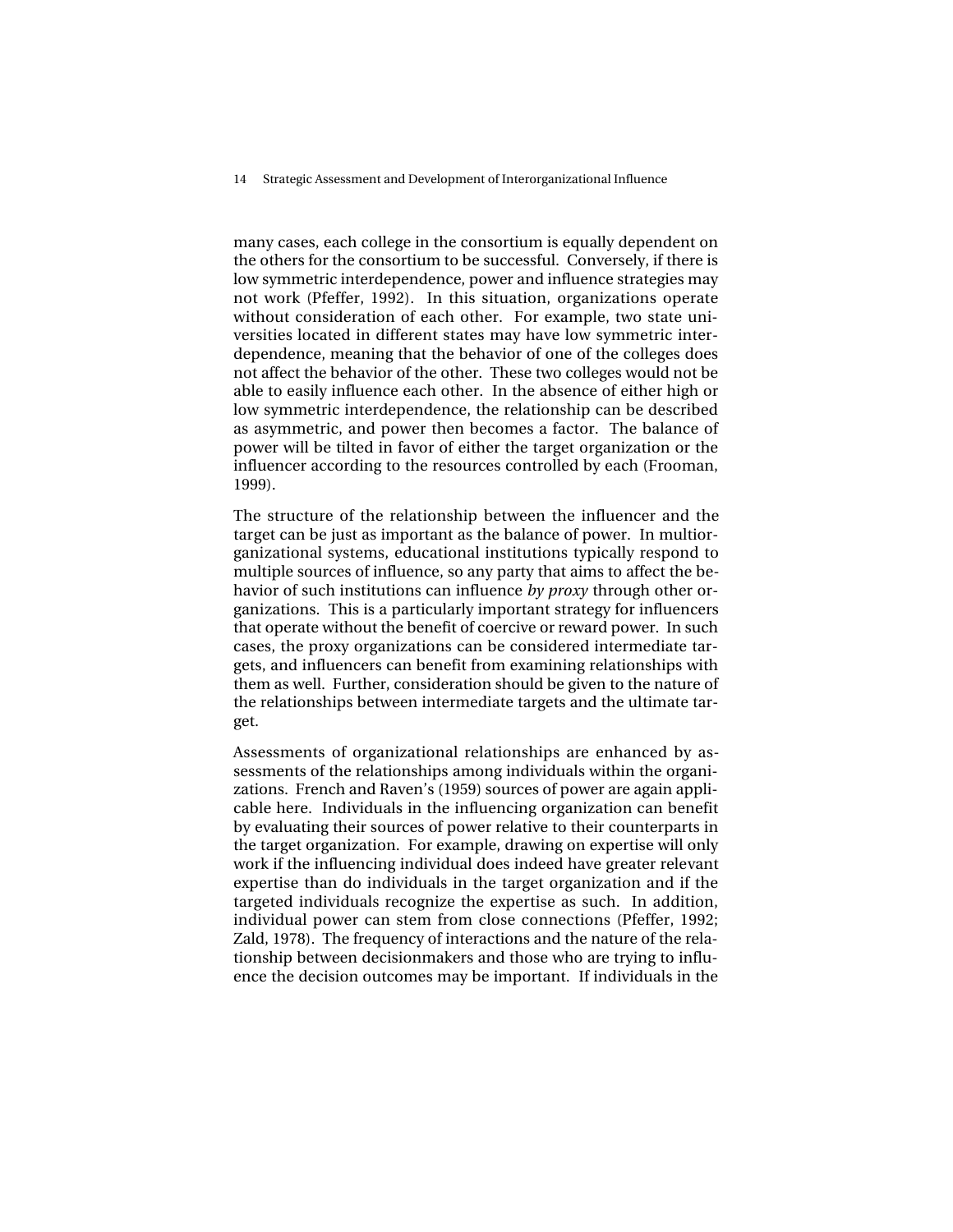many cases, each college in the consortium is equally dependent on the others for the consortium to be successful. Conversely, if there is low symmetric interdependence, power and influence strategies may not work (Pfeffer, 1992). In this situation, organizations operate without consideration of each other. For example, two state universities located in different states may have low symmetric interdependence, meaning that the behavior of one of the colleges does not affect the behavior of the other. These two colleges would not be able to easily influence each other. In the absence of either high or low symmetric interdependence, the relationship can be described as asymmetric, and power then becomes a factor. The balance of power will be tilted in favor of either the target organization or the influencer according to the resources controlled by each (Frooman, 1999).

The structure of the relationship between the influencer and the target can be just as important as the balance of power. In multiorganizational systems, educational institutions typically respond to multiple sources of influence, so any party that aims to affect the behavior of such institutions can influence *by proxy* through other organizations. This is a particularly important strategy for influencers that operate without the benefit of coercive or reward power. In such cases, the proxy organizations can be considered intermediate targets, and influencers can benefit from examining relationships with them as well. Further, consideration should be given to the nature of the relationships between intermediate targets and the ultimate target.

Assessments of organizational relationships are enhanced by assessments of the relationships among individuals within the organizations. French and Raven's (1959) sources of power are again applicable here. Individuals in the influencing organization can benefit by evaluating their sources of power relative to their counterparts in the target organization. For example, drawing on expertise will only work if the influencing individual does indeed have greater relevant expertise than do individuals in the target organization and if the targeted individuals recognize the expertise as such. In addition, individual power can stem from close connections (Pfeffer, 1992; Zald, 1978). The frequency of interactions and the nature of the relationship between decisionmakers and those who are trying to influence the decision outcomes may be important. If individuals in the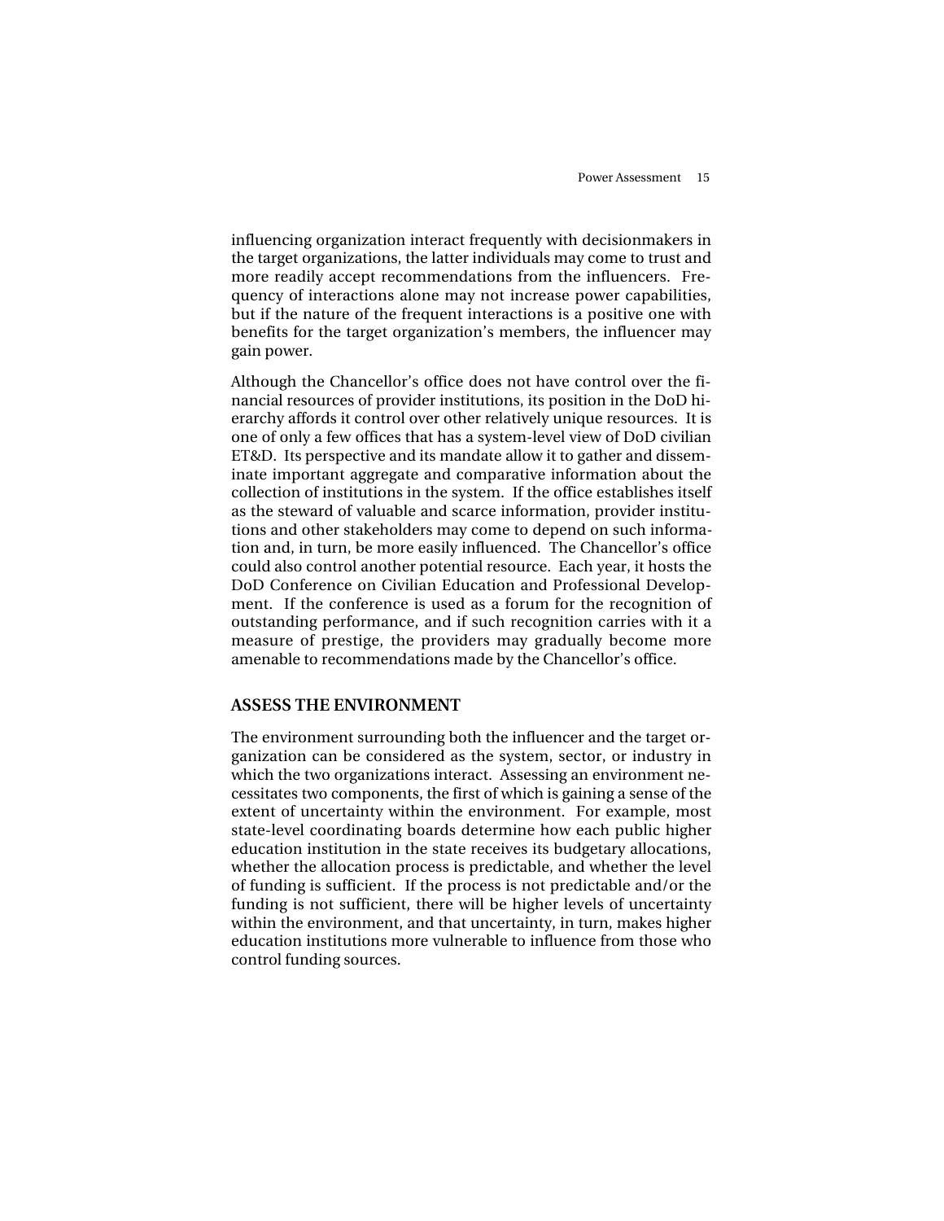influencing organization interact frequently with decisionmakers in the target organizations, the latter individuals may come to trust and more readily accept recommendations from the influencers. Frequency of interactions alone may not increase power capabilities, but if the nature of the frequent interactions is a positive one with benefits for the target organization's members, the influencer may gain power.

Although the Chancellor's office does not have control over the financial resources of provider institutions, its position in the DoD hierarchy affords it control over other relatively unique resources. It is one of only a few offices that has a system-level view of DoD civilian ET&D. Its perspective and its mandate allow it to gather and disseminate important aggregate and comparative information about the collection of institutions in the system. If the office establishes itself as the steward of valuable and scarce information, provider institutions and other stakeholders may come to depend on such information and, in turn, be more easily influenced. The Chancellor's office could also control another potential resource. Each year, it hosts the DoD Conference on Civilian Education and Professional Development. If the conference is used as a forum for the recognition of outstanding performance, and if such recognition carries with it a measure of prestige, the providers may gradually become more amenable to recommendations made by the Chancellor's office.

## ASSESS THE ENVIRONMENT

The environment surrounding both the influencer and the target organization can be considered as the system, sector, or industry in which the two organizations interact. Assessing an environment necessitates two components, the first of which is gaining a sense of the extent of uncertainty within the environment. For example, most state-level coordinating boards determine how each public higher education institution in the state receives its budgetary allocations, whether the allocation process is predictable, and whether the level of funding is sufficient. If the process is not predictable and/or the funding is not sufficient, there will be higher levels of uncertainty within the environment, and that uncertainty, in turn, makes higher education institutions more vulnerable to influence from those who control funding sources.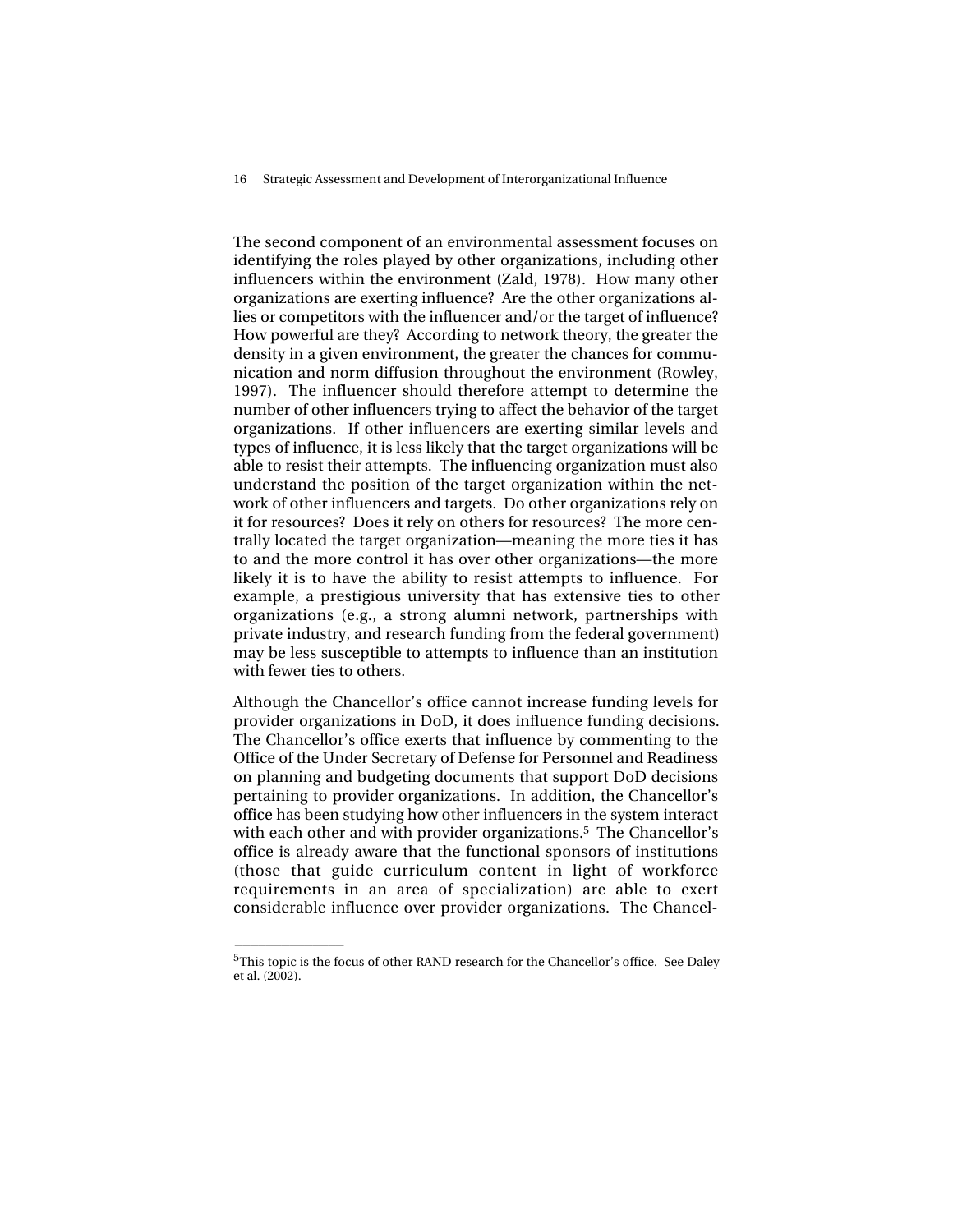The second component of an environmental assessment focuses on identifying the roles played by other organizations, including other influencers within the environment (Zald, 1978). How many other organizations are exerting influence? Are the other organizations allies or competitors with the influencer and/or the target of influence? How powerful are they? According to network theory, the greater the density in a given environment, the greater the chances for communication and norm diffusion throughout the environment (Rowley, 1997). The influencer should therefore attempt to determine the number of other influencers trying to affect the behavior of the target organizations. If other influencers are exerting similar levels and types of influence, it is less likely that the target organizations will be able to resist their attempts. The influencing organization must also understand the position of the target organization within the network of other influencers and targets. Do other organizations rely on it for resources? Does it rely on others for resources? The more centrally located the target organization—meaning the more ties it has to and the more control it has over other organizations—the more likely it is to have the ability to resist attempts to influence. For example, a prestigious university that has extensive ties to other organizations (e.g., a strong alumni network, partnerships with private industry, and research funding from the federal government) may be less susceptible to attempts to influence than an institution with fewer ties to others.

Although the Chancellor's office cannot increase funding levels for provider organizations in DoD, it does influence funding decisions. The Chancellor's office exerts that influence by commenting to the Office of the Under Secretary of Defense for Personnel and Readiness on planning and budgeting documents that support DoD decisions pertaining to provider organizations. In addition, the Chancellor's office has been studying how other influencers in the system interact with each other and with provider organizations.[5] The Chancellor's office is already aware that the functional sponsors of institutions (those that guide curriculum content in light of workforce requirements in an area of specialization) are able to exert considerable influence over provider organizations. The Chancel-

---

[5]This topic is the focus of other RAND research for the Chancellor's office. See Daley et al. (2002).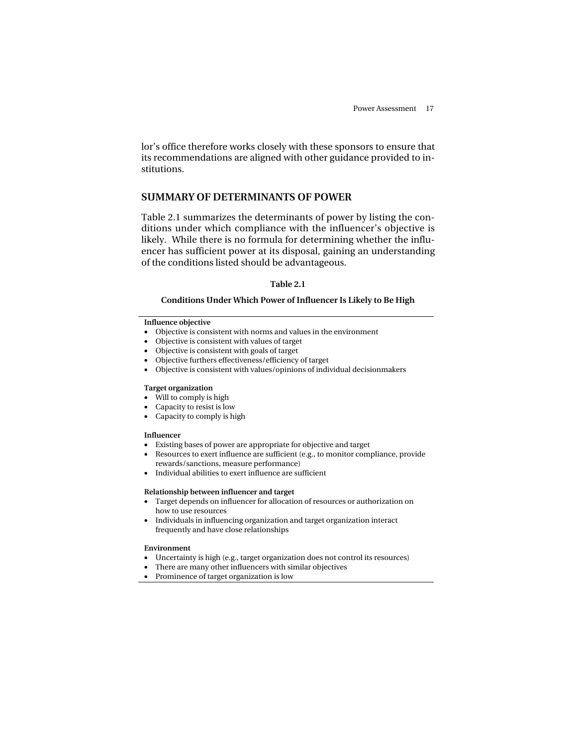lor's office therefore works closely with these sponsors to ensure that its recommendations are aligned with other guidance provided to institutions.

## SUMMARY OF DETERMINANTS OF POWER

Table 2.1 summarizes the determinants of power by listing the conditions under which compliance with the influencer's objective is likely. While there is no formula for determining whether the influencer has sufficient power at its disposal, gaining an understanding of the conditions listed should be advantageous.

**Table 2.1**

**Conditions Under Which Power of Influencer Is Likely to Be High**

**Influence objective**

- Objective is consistent with norms and values in the environment
- Objective is consistent with values of target
- Objective is consistent with goals of target
- Objective furthers effectiveness/efficiency of target
- Objective is consistent with values/opinions of individual decisionmakers

**Target organization**

- Will to comply is high
- Capacity to resist is low
- Capacity to comply is high

**Influencer**

- Existing bases of power are appropriate for objective and target
- Resources to exert influence are sufficient (e.g., to monitor compliance, provide rewards/sanctions, measure performance)
- Individual abilities to exert influence are sufficient

**Relationship between influencer and target**

- Target depends on influencer for allocation of resources or authorization on how to use resources
- Individuals in influencing organization and target organization interact frequently and have close relationships

**Environment**

- Uncertainty is high (e.g., target organization does not control its resources)
- There are many other influencers with similar objectives
- Prominence of target organization is low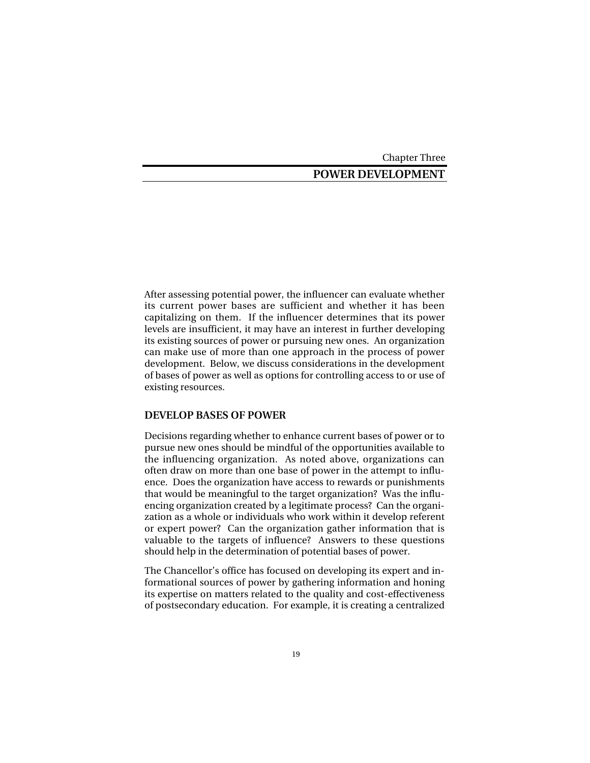Chapter Three

# POWER DEVELOPMENT

After assessing potential power, the influencer can evaluate whether its current power bases are sufficient and whether it has been capitalizing on them. If the influencer determines that its power levels are insufficient, it may have an interest in further developing its existing sources of power or pursuing new ones. An organization can make use of more than one approach in the process of power development. Below, we discuss considerations in the development of bases of power as well as options for controlling access to or use of existing resources.

## DEVELOP BASES OF POWER

Decisions regarding whether to enhance current bases of power or to pursue new ones should be mindful of the opportunities available to the influencing organization. As noted above, organizations can often draw on more than one base of power in the attempt to influence. Does the organization have access to rewards or punishments that would be meaningful to the target organization? Was the influencing organization created by a legitimate process? Can the organization as a whole or individuals who work within it develop referent or expert power? Can the organization gather information that is valuable to the targets of influence? Answers to these questions should help in the determination of potential bases of power.

The Chancellor's office has focused on developing its expert and informational sources of power by gathering information and honing its expertise on matters related to the quality and cost-effectiveness of postsecondary education. For example, it is creating a centralized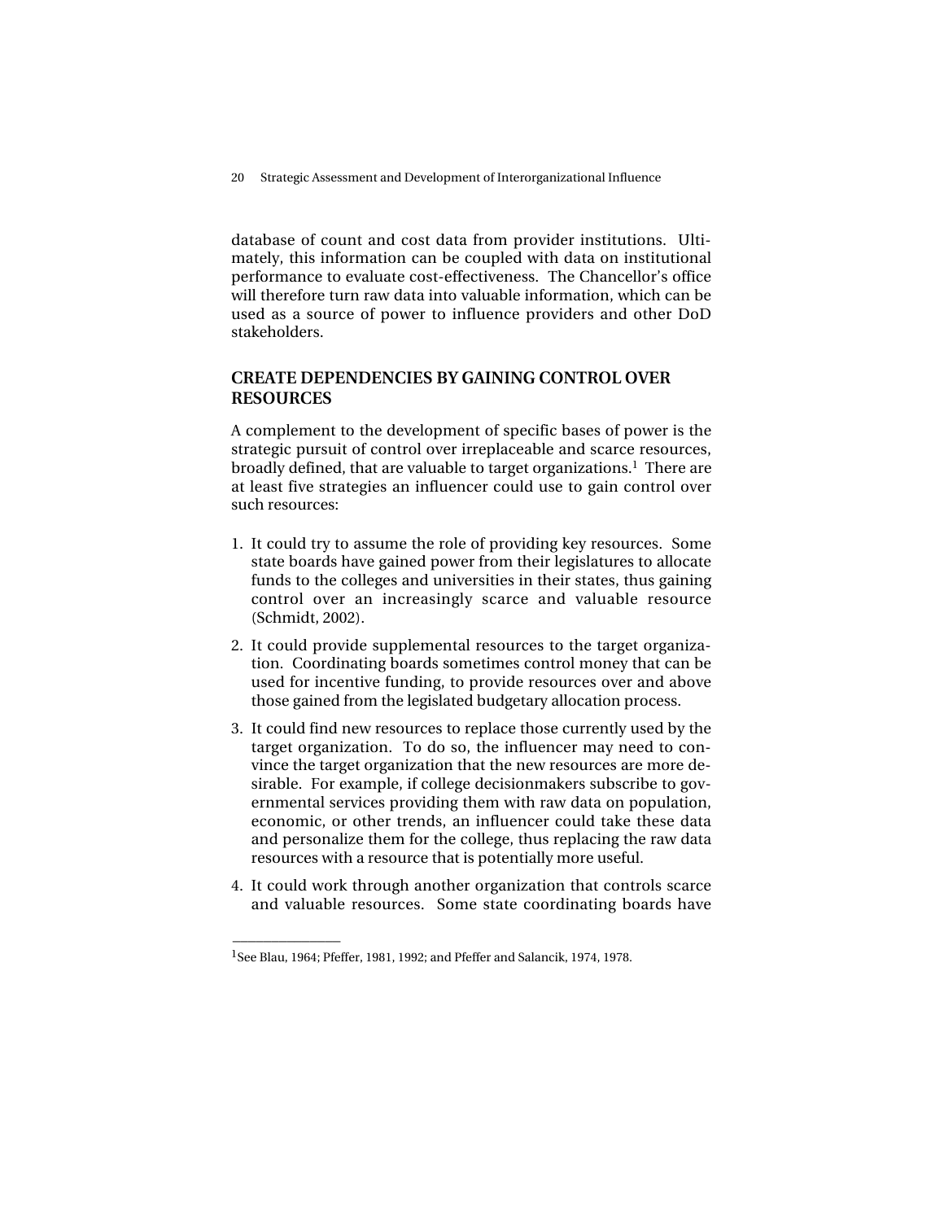database of count and cost data from provider institutions. Ultimately, this information can be coupled with data on institutional performance to evaluate cost-effectiveness. The Chancellor's office will therefore turn raw data into valuable information, which can be used as a source of power to influence providers and other DoD stakeholders.

## CREATE DEPENDENCIES BY GAINING CONTROL OVER RESOURCES

A complement to the development of specific bases of power is the strategic pursuit of control over irreplaceable and scarce resources, broadly defined, that are valuable to target organizations.[1] There are at least five strategies an influencer could use to gain control over such resources:

1. It could try to assume the role of providing key resources. Some state boards have gained power from their legislatures to allocate funds to the colleges and universities in their states, thus gaining control over an increasingly scarce and valuable resource (Schmidt, 2002).
2. It could provide supplemental resources to the target organization. Coordinating boards sometimes control money that can be used for incentive funding, to provide resources over and above those gained from the legislated budgetary allocation process.
3. It could find new resources to replace those currently used by the target organization. To do so, the influencer may need to convince the target organization that the new resources are more desirable. For example, if college decisionmakers subscribe to governmental services providing them with raw data on population, economic, or other trends, an influencer could take these data and personalize them for the college, thus replacing the raw data resources with a resource that is potentially more useful.
4. It could work through another organization that controls scarce and valuable resources. Some state coordinating boards have

---

[1] See Blau, 1964; Pfeffer, 1981, 1992; and Pfeffer and Salancik, 1974, 1978.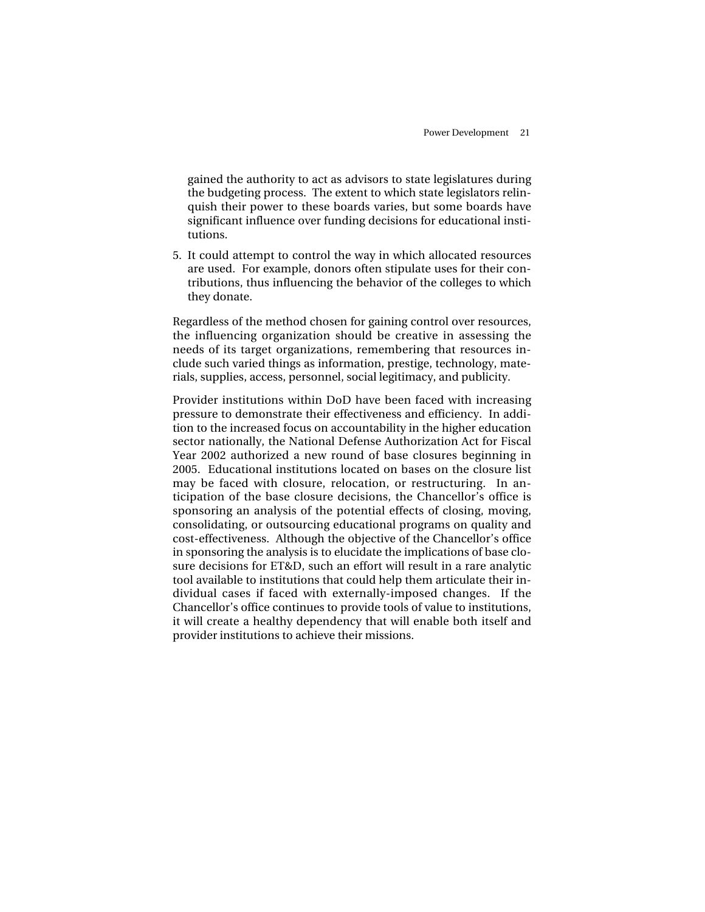gained the authority to act as advisors to state legislatures during the budgeting process. The extent to which state legislators relinquish their power to these boards varies, but some boards have significant influence over funding decisions for educational institutions.

5. It could attempt to control the way in which allocated resources are used. For example, donors often stipulate uses for their contributions, thus influencing the behavior of the colleges to which they donate.

Regardless of the method chosen for gaining control over resources, the influencing organization should be creative in assessing the needs of its target organizations, remembering that resources include such varied things as information, prestige, technology, materials, supplies, access, personnel, social legitimacy, and publicity.

Provider institutions within DoD have been faced with increasing pressure to demonstrate their effectiveness and efficiency. In addition to the increased focus on accountability in the higher education sector nationally, the National Defense Authorization Act for Fiscal Year 2002 authorized a new round of base closures beginning in 2005. Educational institutions located on bases on the closure list may be faced with closure, relocation, or restructuring. In anticipation of the base closure decisions, the Chancellor's office is sponsoring an analysis of the potential effects of closing, moving, consolidating, or outsourcing educational programs on quality and cost-effectiveness. Although the objective of the Chancellor's office in sponsoring the analysis is to elucidate the implications of base closure decisions for ET&D, such an effort will result in a rare analytic tool available to institutions that could help them articulate their individual cases if faced with externally-imposed changes. If the Chancellor's office continues to provide tools of value to institutions, it will create a healthy dependency that will enable both itself and provider institutions to achieve their missions.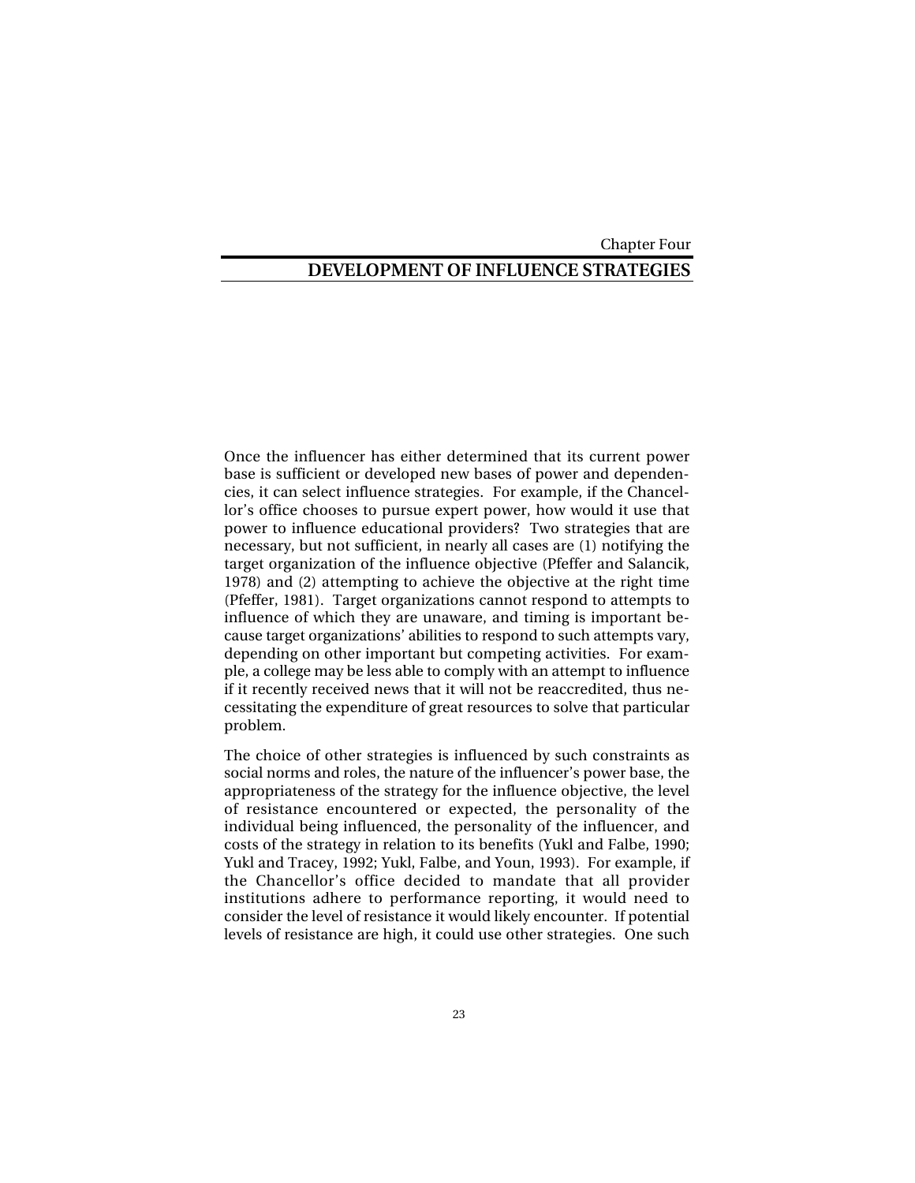Chapter Four

# DEVELOPMENT OF INFLUENCE STRATEGIES

Once the influencer has either determined that its current power base is sufficient or developed new bases of power and dependencies, it can select influence strategies. For example, if the Chancellor's office chooses to pursue expert power, how would it use that power to influence educational providers? Two strategies that are necessary, but not sufficient, in nearly all cases are (1) notifying the target organization of the influence objective (Pfeffer and Salancik, 1978) and (2) attempting to achieve the objective at the right time (Pfeffer, 1981). Target organizations cannot respond to attempts to influence of which they are unaware, and timing is important because target organizations' abilities to respond to such attempts vary, depending on other important but competing activities. For example, a college may be less able to comply with an attempt to influence if it recently received news that it will not be reaccredited, thus necessitating the expenditure of great resources to solve that particular problem.

The choice of other strategies is influenced by such constraints as social norms and roles, the nature of the influencer's power base, the appropriateness of the strategy for the influence objective, the level of resistance encountered or expected, the personality of the individual being influenced, the personality of the influencer, and costs of the strategy in relation to its benefits (Yukl and Falbe, 1990; Yukl and Tracey, 1992; Yukl, Falbe, and Youn, 1993). For example, if the Chancellor's office decided to mandate that all provider institutions adhere to performance reporting, it would need to consider the level of resistance it would likely encounter. If potential levels of resistance are high, it could use other strategies. One such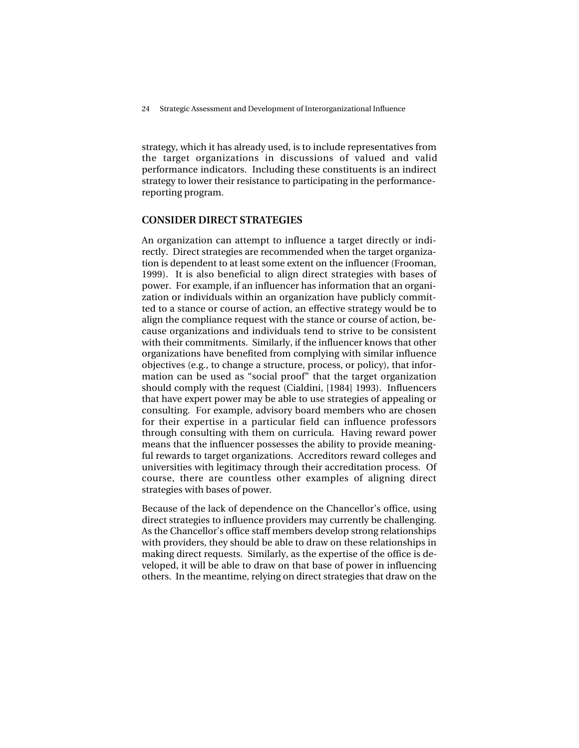strategy, which it has already used, is to include representatives from the target organizations in discussions of valued and valid performance indicators. Including these constituents is an indirect strategy to lower their resistance to participating in the performance-reporting program.

## CONSIDER DIRECT STRATEGIES

An organization can attempt to influence a target directly or indirectly. Direct strategies are recommended when the target organization is dependent to at least some extent on the influencer (Frooman, 1999). It is also beneficial to align direct strategies with bases of power. For example, if an influencer has information that an organization or individuals within an organization have publicly committed to a stance or course of action, an effective strategy would be to align the compliance request with the stance or course of action, because organizations and individuals tend to strive to be consistent with their commitments. Similarly, if the influencer knows that other organizations have benefited from complying with similar influence objectives (e.g., to change a structure, process, or policy), that information can be used as "social proof" that the target organization should comply with the request (Cialdini, [1984] 1993). Influencers that have expert power may be able to use strategies of appealing or consulting. For example, advisory board members who are chosen for their expertise in a particular field can influence professors through consulting with them on curricula. Having reward power means that the influencer possesses the ability to provide meaningful rewards to target organizations. Accreditors reward colleges and universities with legitimacy through their accreditation process. Of course, there are countless other examples of aligning direct strategies with bases of power.

Because of the lack of dependence on the Chancellor's office, using direct strategies to influence providers may currently be challenging. As the Chancellor's office staff members develop strong relationships with providers, they should be able to draw on these relationships in making direct requests. Similarly, as the expertise of the office is developed, it will be able to draw on that base of power in influencing others. In the meantime, relying on direct strategies that draw on the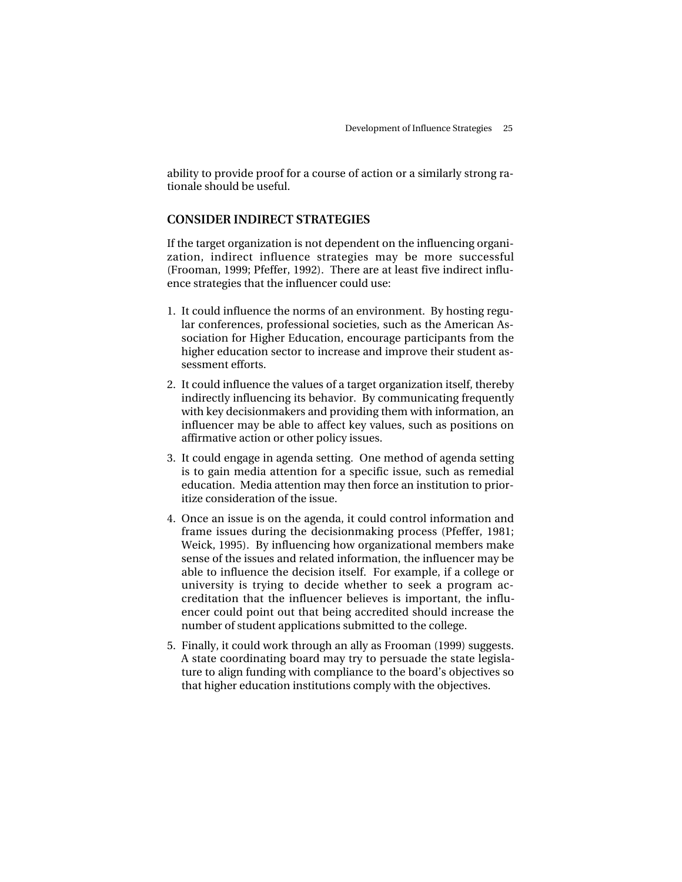ability to provide proof for a course of action or a similarly strong rationale should be useful.

## CONSIDER INDIRECT STRATEGIES

If the target organization is not dependent on the influencing organization, indirect influence strategies may be more successful (Frooman, 1999; Pfeffer, 1992). There are at least five indirect influence strategies that the influencer could use:

1. It could influence the norms of an environment. By hosting regular conferences, professional societies, such as the American Association for Higher Education, encourage participants from the higher education sector to increase and improve their student assessment efforts.
2. It could influence the values of a target organization itself, thereby indirectly influencing its behavior. By communicating frequently with key decisionmakers and providing them with information, an influencer may be able to affect key values, such as positions on affirmative action or other policy issues.
3. It could engage in agenda setting. One method of agenda setting is to gain media attention for a specific issue, such as remedial education. Media attention may then force an institution to prioritize consideration of the issue.
4. Once an issue is on the agenda, it could control information and frame issues during the decisionmaking process (Pfeffer, 1981; Weick, 1995). By influencing how organizational members make sense of the issues and related information, the influencer may be able to influence the decision itself. For example, if a college or university is trying to decide whether to seek a program accreditation that the influencer believes is important, the influencer could point out that being accredited should increase the number of student applications submitted to the college.
5. Finally, it could work through an ally as Frooman (1999) suggests. A state coordinating board may try to persuade the state legislature to align funding with compliance to the board's objectives so that higher education institutions comply with the objectives.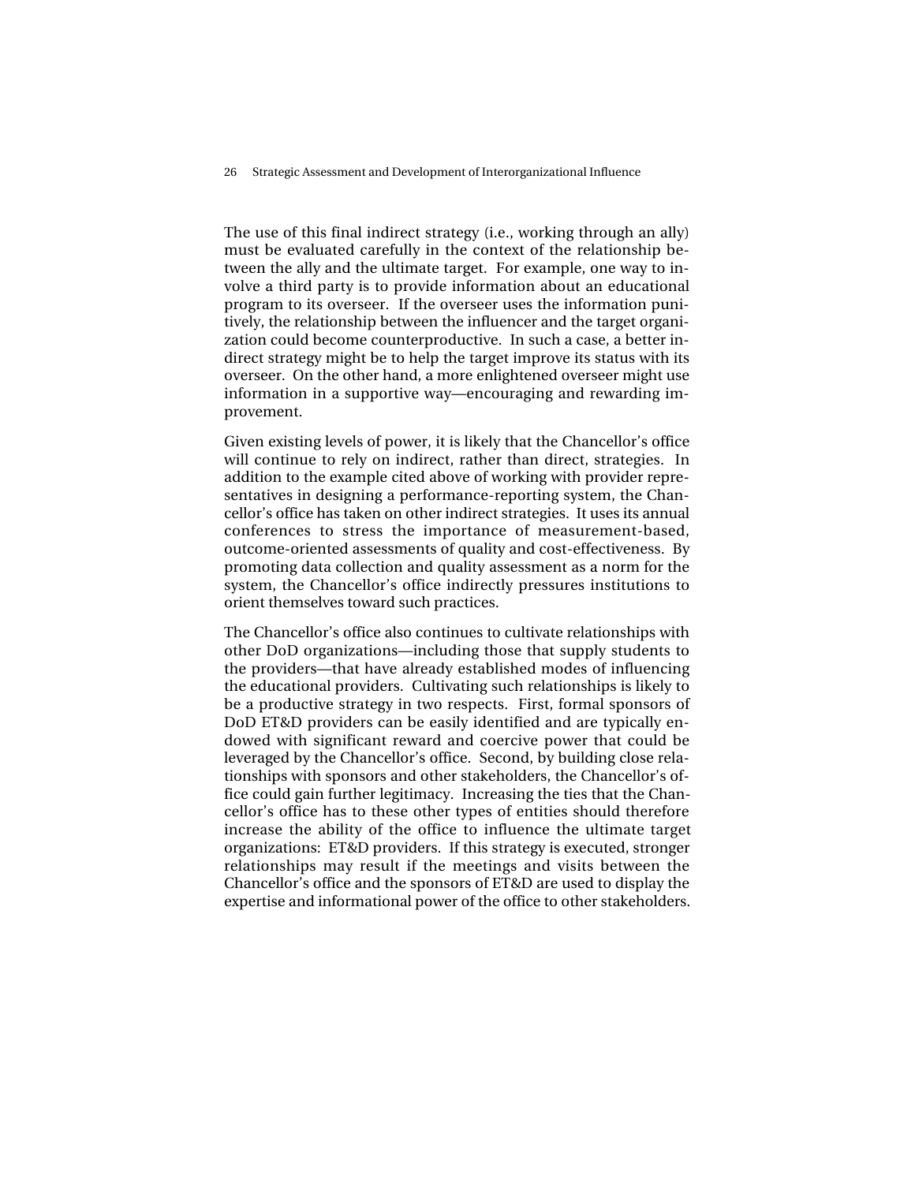The use of this final indirect strategy (i.e., working through an ally) must be evaluated carefully in the context of the relationship between the ally and the ultimate target. For example, one way to involve a third party is to provide information about an educational program to its overseer. If the overseer uses the information punitively, the relationship between the influencer and the target organization could become counterproductive. In such a case, a better indirect strategy might be to help the target improve its status with its overseer. On the other hand, a more enlightened overseer might use information in a supportive way—encouraging and rewarding improvement.

Given existing levels of power, it is likely that the Chancellor's office will continue to rely on indirect, rather than direct, strategies. In addition to the example cited above of working with provider representatives in designing a performance-reporting system, the Chancellor's office has taken on other indirect strategies. It uses its annual conferences to stress the importance of measurement-based, outcome-oriented assessments of quality and cost-effectiveness. By promoting data collection and quality assessment as a norm for the system, the Chancellor's office indirectly pressures institutions to orient themselves toward such practices.

The Chancellor's office also continues to cultivate relationships with other DoD organizations—including those that supply students to the providers—that have already established modes of influencing the educational providers. Cultivating such relationships is likely to be a productive strategy in two respects. First, formal sponsors of DoD ET&D providers can be easily identified and are typically endowed with significant reward and coercive power that could be leveraged by the Chancellor's office. Second, by building close relationships with sponsors and other stakeholders, the Chancellor's office could gain further legitimacy. Increasing the ties that the Chancellor's office has to these other types of entities should therefore increase the ability of the office to influence the ultimate target organizations: ET&D providers. If this strategy is executed, stronger relationships may result if the meetings and visits between the Chancellor's office and the sponsors of ET&D are used to display the expertise and informational power of the office to other stakeholders.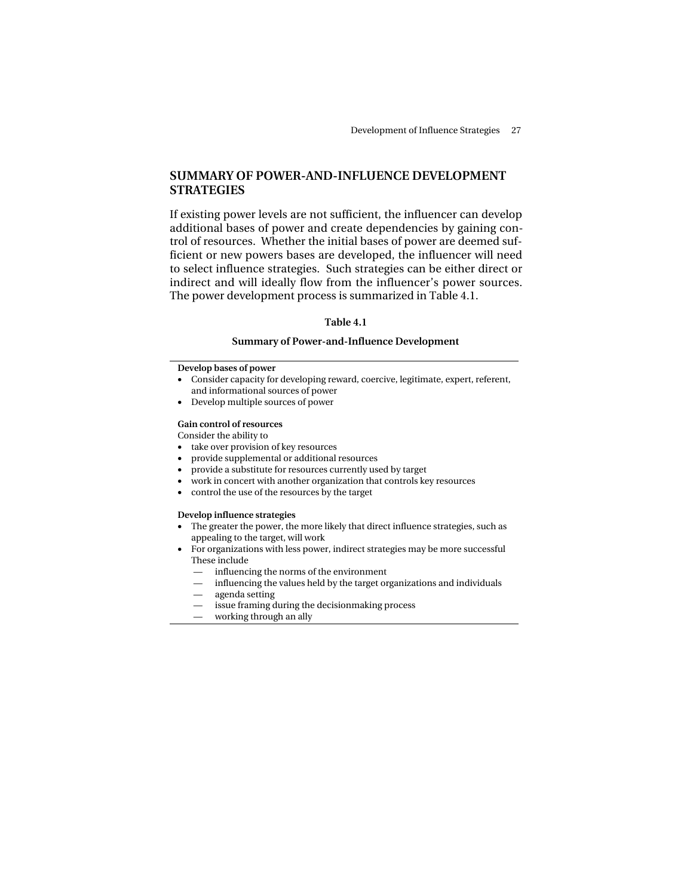## SUMMARY OF POWER-AND-INFLUENCE DEVELOPMENT STRATEGIES

If existing power levels are not sufficient, the influencer can develop additional bases of power and create dependencies by gaining control of resources. Whether the initial bases of power are deemed sufficient or new powers bases are developed, the influencer will need to select influence strategies. Such strategies can be either direct or indirect and will ideally flow from the influencer's power sources. The power development process is summarized in Table 4.1.

**Table 4.1**

**Summary of Power-and-Influence Development**

**Develop bases of power**

- Consider capacity for developing reward, coercive, legitimate, expert, referent, and informational sources of power
- Develop multiple sources of power

**Gain control of resources**

Consider the ability to

- take over provision of key resources
- provide supplemental or additional resources
- provide a substitute for resources currently used by target
- work in concert with another organization that controls key resources
- control the use of the resources by the target

**Develop influence strategies**

- The greater the power, the more likely that direct influence strategies, such as appealing to the target, will work
- For organizations with less power, indirect strategies may be more successful These include
  - influencing the norms of the environment
  - influencing the values held by the target organizations and individuals
  - agenda setting
  - issue framing during the decisionmaking process
  - working through an ally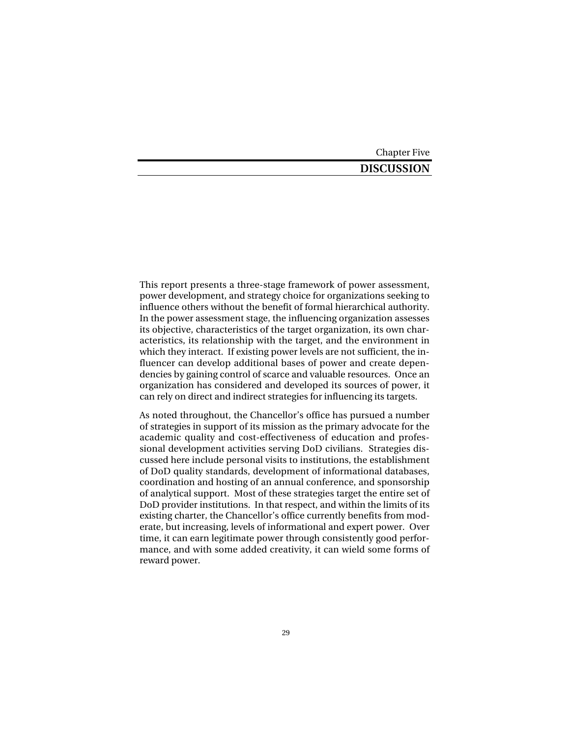# Chapter Five

## DISCUSSION

This report presents a three-stage framework of power assessment, power development, and strategy choice for organizations seeking to influence others without the benefit of formal hierarchical authority. In the power assessment stage, the influencing organization assesses its objective, characteristics of the target organization, its own characteristics, its relationship with the target, and the environment in which they interact. If existing power levels are not sufficient, the influencer can develop additional bases of power and create dependencies by gaining control of scarce and valuable resources. Once an organization has considered and developed its sources of power, it can rely on direct and indirect strategies for influencing its targets.

As noted throughout, the Chancellor's office has pursued a number of strategies in support of its mission as the primary advocate for the academic quality and cost-effectiveness of education and professional development activities serving DoD civilians. Strategies discussed here include personal visits to institutions, the establishment of DoD quality standards, development of informational databases, coordination and hosting of an annual conference, and sponsorship of analytical support. Most of these strategies target the entire set of DoD provider institutions. In that respect, and within the limits of its existing charter, the Chancellor's office currently benefits from moderate, but increasing, levels of informational and expert power. Over time, it can earn legitimate power through consistently good performance, and with some added creativity, it can wield some forms of reward power.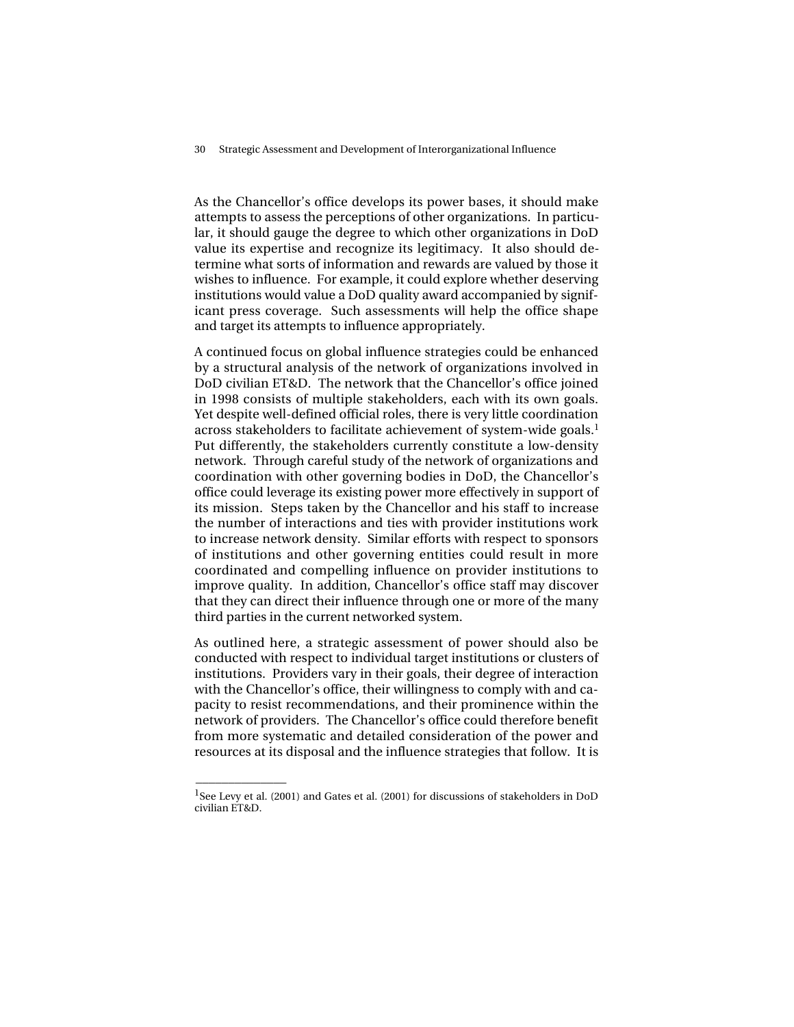As the Chancellor's office develops its power bases, it should make attempts to assess the perceptions of other organizations. In particular, it should gauge the degree to which other organizations in DoD value its expertise and recognize its legitimacy. It also should determine what sorts of information and rewards are valued by those it wishes to influence. For example, it could explore whether deserving institutions would value a DoD quality award accompanied by significant press coverage. Such assessments will help the office shape and target its attempts to influence appropriately.

A continued focus on global influence strategies could be enhanced by a structural analysis of the network of organizations involved in DoD civilian ET&D. The network that the Chancellor's office joined in 1998 consists of multiple stakeholders, each with its own goals. Yet despite well-defined official roles, there is very little coordination across stakeholders to facilitate achievement of system-wide goals.[1] Put differently, the stakeholders currently constitute a low-density network. Through careful study of the network of organizations and coordination with other governing bodies in DoD, the Chancellor's office could leverage its existing power more effectively in support of its mission. Steps taken by the Chancellor and his staff to increase the number of interactions and ties with provider institutions work to increase network density. Similar efforts with respect to sponsors of institutions and other governing entities could result in more coordinated and compelling influence on provider institutions to improve quality. In addition, Chancellor's office staff may discover that they can direct their influence through one or more of the many third parties in the current networked system.

As outlined here, a strategic assessment of power should also be conducted with respect to individual target institutions or clusters of institutions. Providers vary in their goals, their degree of interaction with the Chancellor's office, their willingness to comply with and capacity to resist recommendations, and their prominence within the network of providers. The Chancellor's office could therefore benefit from more systematic and detailed consideration of the power and resources at its disposal and the influence strategies that follow. It is

---

[1] See Levy et al. (2001) and Gates et al. (2001) for discussions of stakeholders in DoD civilian ET&D.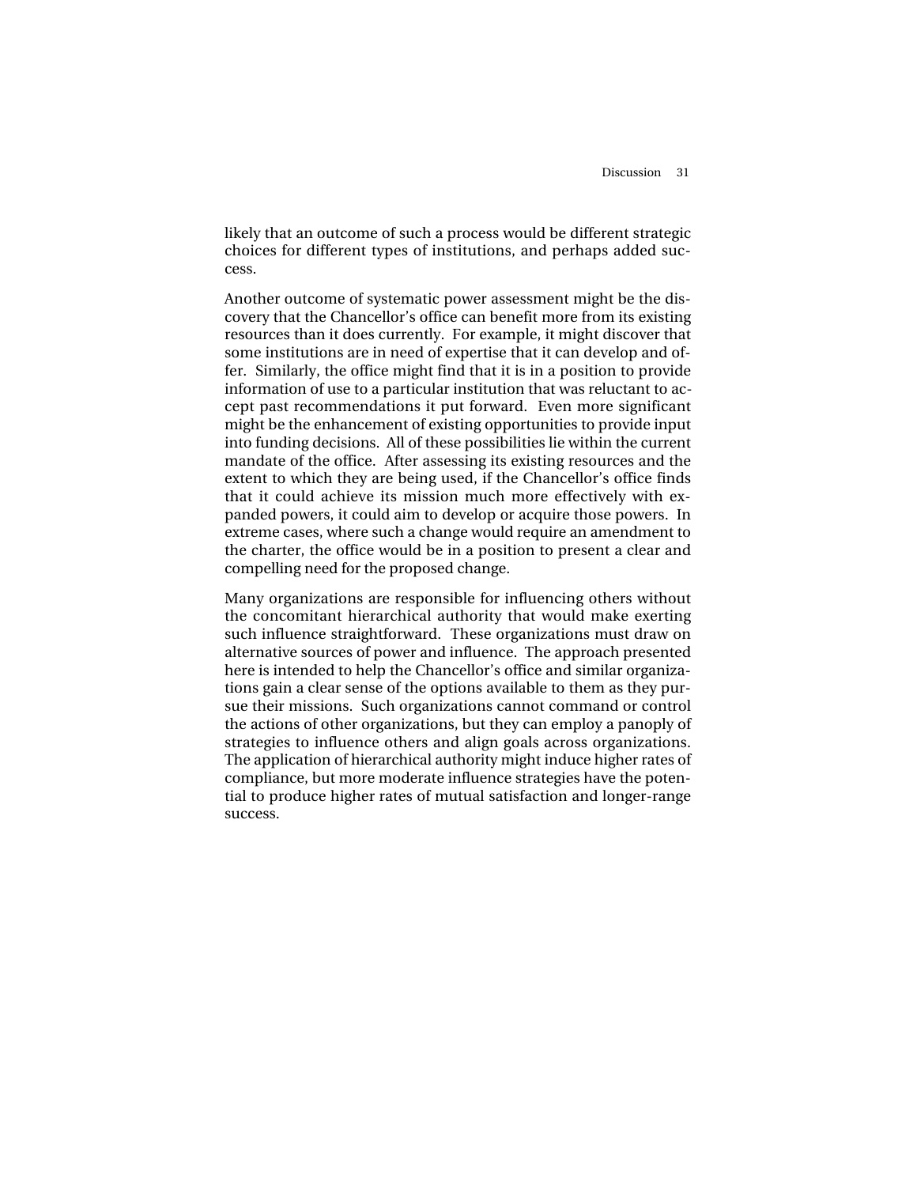likely that an outcome of such a process would be different strategic choices for different types of institutions, and perhaps added success.

Another outcome of systematic power assessment might be the discovery that the Chancellor's office can benefit more from its existing resources than it does currently. For example, it might discover that some institutions are in need of expertise that it can develop and offer. Similarly, the office might find that it is in a position to provide information of use to a particular institution that was reluctant to accept past recommendations it put forward. Even more significant might be the enhancement of existing opportunities to provide input into funding decisions. All of these possibilities lie within the current mandate of the office. After assessing its existing resources and the extent to which they are being used, if the Chancellor's office finds that it could achieve its mission much more effectively with expanded powers, it could aim to develop or acquire those powers. In extreme cases, where such a change would require an amendment to the charter, the office would be in a position to present a clear and compelling need for the proposed change.

Many organizations are responsible for influencing others without the concomitant hierarchical authority that would make exerting such influence straightforward. These organizations must draw on alternative sources of power and influence. The approach presented here is intended to help the Chancellor's office and similar organizations gain a clear sense of the options available to them as they pursue their missions. Such organizations cannot command or control the actions of other organizations, but they can employ a panoply of strategies to influence others and align goals across organizations. The application of hierarchical authority might induce higher rates of compliance, but more moderate influence strategies have the potential to produce higher rates of mutual satisfaction and longer-range success.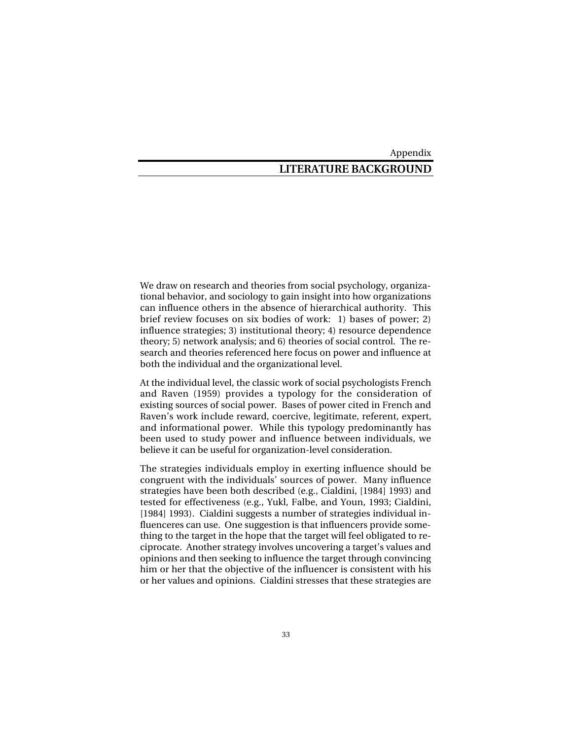Appendix

# LITERATURE BACKGROUND

We draw on research and theories from social psychology, organizational behavior, and sociology to gain insight into how organizations can influence others in the absence of hierarchical authority. This brief review focuses on six bodies of work: 1) bases of power; 2) influence strategies; 3) institutional theory; 4) resource dependence theory; 5) network analysis; and 6) theories of social control. The research and theories referenced here focus on power and influence at both the individual and the organizational level.

At the individual level, the classic work of social psychologists French and Raven (1959) provides a typology for the consideration of existing sources of social power. Bases of power cited in French and Raven's work include reward, coercive, legitimate, referent, expert, and informational power. While this typology predominantly has been used to study power and influence between individuals, we believe it can be useful for organization-level consideration.

The strategies individuals employ in exerting influence should be congruent with the individuals' sources of power. Many influence strategies have been both described (e.g., Cialdini, [1984] 1993) and tested for effectiveness (e.g., Yukl, Falbe, and Youn, 1993; Cialdini, [1984] 1993). Cialdini suggests a number of strategies individual influenceres can use. One suggestion is that influencers provide something to the target in the hope that the target will feel obligated to reciprocate. Another strategy involves uncovering a target's values and opinions and then seeking to influence the target through convincing him or her that the objective of the influencer is consistent with his or her values and opinions. Cialdini stresses that these strategies are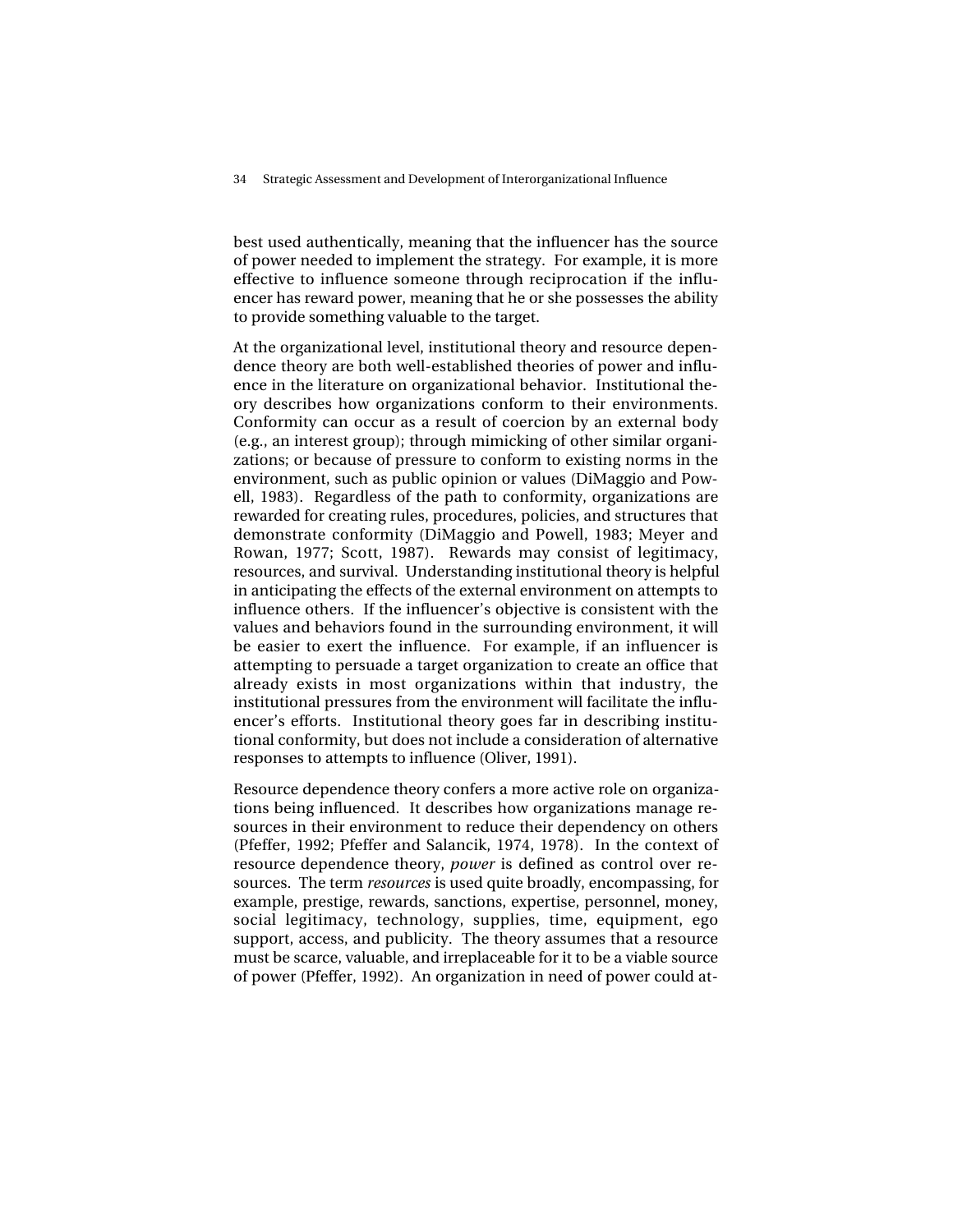best used authentically, meaning that the influencer has the source of power needed to implement the strategy. For example, it is more effective to influence someone through reciprocation if the influencer has reward power, meaning that he or she possesses the ability to provide something valuable to the target.

At the organizational level, institutional theory and resource dependence theory are both well-established theories of power and influence in the literature on organizational behavior. Institutional theory describes how organizations conform to their environments. Conformity can occur as a result of coercion by an external body (e.g., an interest group); through mimicking of other similar organizations; or because of pressure to conform to existing norms in the environment, such as public opinion or values (DiMaggio and Powell, 1983). Regardless of the path to conformity, organizations are rewarded for creating rules, procedures, policies, and structures that demonstrate conformity (DiMaggio and Powell, 1983; Meyer and Rowan, 1977; Scott, 1987). Rewards may consist of legitimacy, resources, and survival. Understanding institutional theory is helpful in anticipating the effects of the external environment on attempts to influence others. If the influencer's objective is consistent with the values and behaviors found in the surrounding environment, it will be easier to exert the influence. For example, if an influencer is attempting to persuade a target organization to create an office that already exists in most organizations within that industry, the institutional pressures from the environment will facilitate the influencer's efforts. Institutional theory goes far in describing institutional conformity, but does not include a consideration of alternative responses to attempts to influence (Oliver, 1991).

Resource dependence theory confers a more active role on organizations being influenced. It describes how organizations manage resources in their environment to reduce their dependency on others (Pfeffer, 1992; Pfeffer and Salancik, 1974, 1978). In the context of resource dependence theory, *power* is defined as control over resources. The term *resources* is used quite broadly, encompassing, for example, prestige, rewards, sanctions, expertise, personnel, money, social legitimacy, technology, supplies, time, equipment, ego support, access, and publicity. The theory assumes that a resource must be scarce, valuable, and irreplaceable for it to be a viable source of power (Pfeffer, 1992). An organization in need of power could at-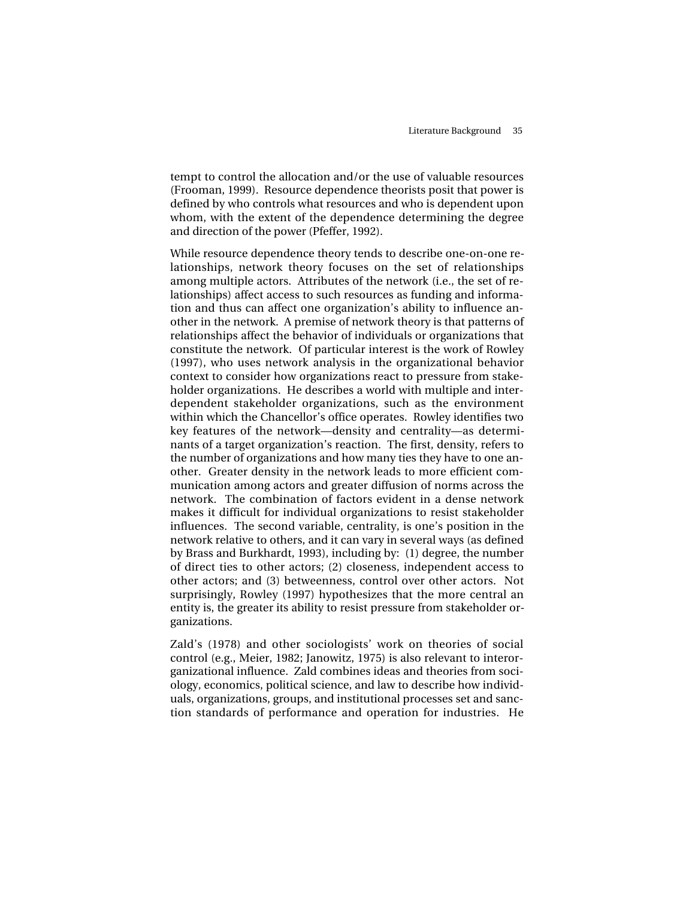tempt to control the allocation and/or the use of valuable resources (Frooman, 1999). Resource dependence theorists posit that power is defined by who controls what resources and who is dependent upon whom, with the extent of the dependence determining the degree and direction of the power (Pfeffer, 1992).

While resource dependence theory tends to describe one-on-one relationships, network theory focuses on the set of relationships among multiple actors. Attributes of the network (i.e., the set of relationships) affect access to such resources as funding and information and thus can affect one organization's ability to influence another in the network. A premise of network theory is that patterns of relationships affect the behavior of individuals or organizations that constitute the network. Of particular interest is the work of Rowley (1997), who uses network analysis in the organizational behavior context to consider how organizations react to pressure from stakeholder organizations. He describes a world with multiple and interdependent stakeholder organizations, such as the environment within which the Chancellor's office operates. Rowley identifies two key features of the network—density and centrality—as determinants of a target organization's reaction. The first, density, refers to the number of organizations and how many ties they have to one another. Greater density in the network leads to more efficient communication among actors and greater diffusion of norms across the network. The combination of factors evident in a dense network makes it difficult for individual organizations to resist stakeholder influences. The second variable, centrality, is one's position in the network relative to others, and it can vary in several ways (as defined by Brass and Burkhardt, 1993), including by: (1) degree, the number of direct ties to other actors; (2) closeness, independent access to other actors; and (3) betweenness, control over other actors. Not surprisingly, Rowley (1997) hypothesizes that the more central an entity is, the greater its ability to resist pressure from stakeholder organizations.

Zald's (1978) and other sociologists' work on theories of social control (e.g., Meier, 1982; Janowitz, 1975) is also relevant to interorganizational influence. Zald combines ideas and theories from sociology, economics, political science, and law to describe how individuals, organizations, groups, and institutional processes set and sanction standards of performance and operation for industries. He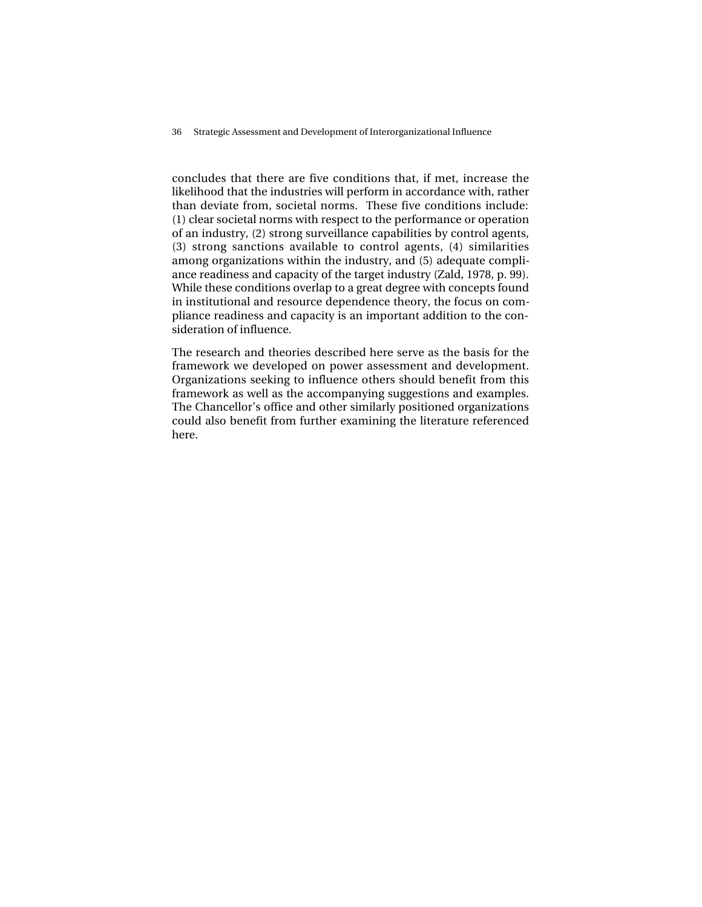concludes that there are five conditions that, if met, increase the likelihood that the industries will perform in accordance with, rather than deviate from, societal norms. These five conditions include: (1) clear societal norms with respect to the performance or operation of an industry, (2) strong surveillance capabilities by control agents, (3) strong sanctions available to control agents, (4) similarities among organizations within the industry, and (5) adequate compliance readiness and capacity of the target industry (Zald, 1978, p. 99). While these conditions overlap to a great degree with concepts found in institutional and resource dependence theory, the focus on compliance readiness and capacity is an important addition to the consideration of influence.

The research and theories described here serve as the basis for the framework we developed on power assessment and development. Organizations seeking to influence others should benefit from this framework as well as the accompanying suggestions and examples. The Chancellor's office and other similarly positioned organizations could also benefit from further examining the literature referenced here.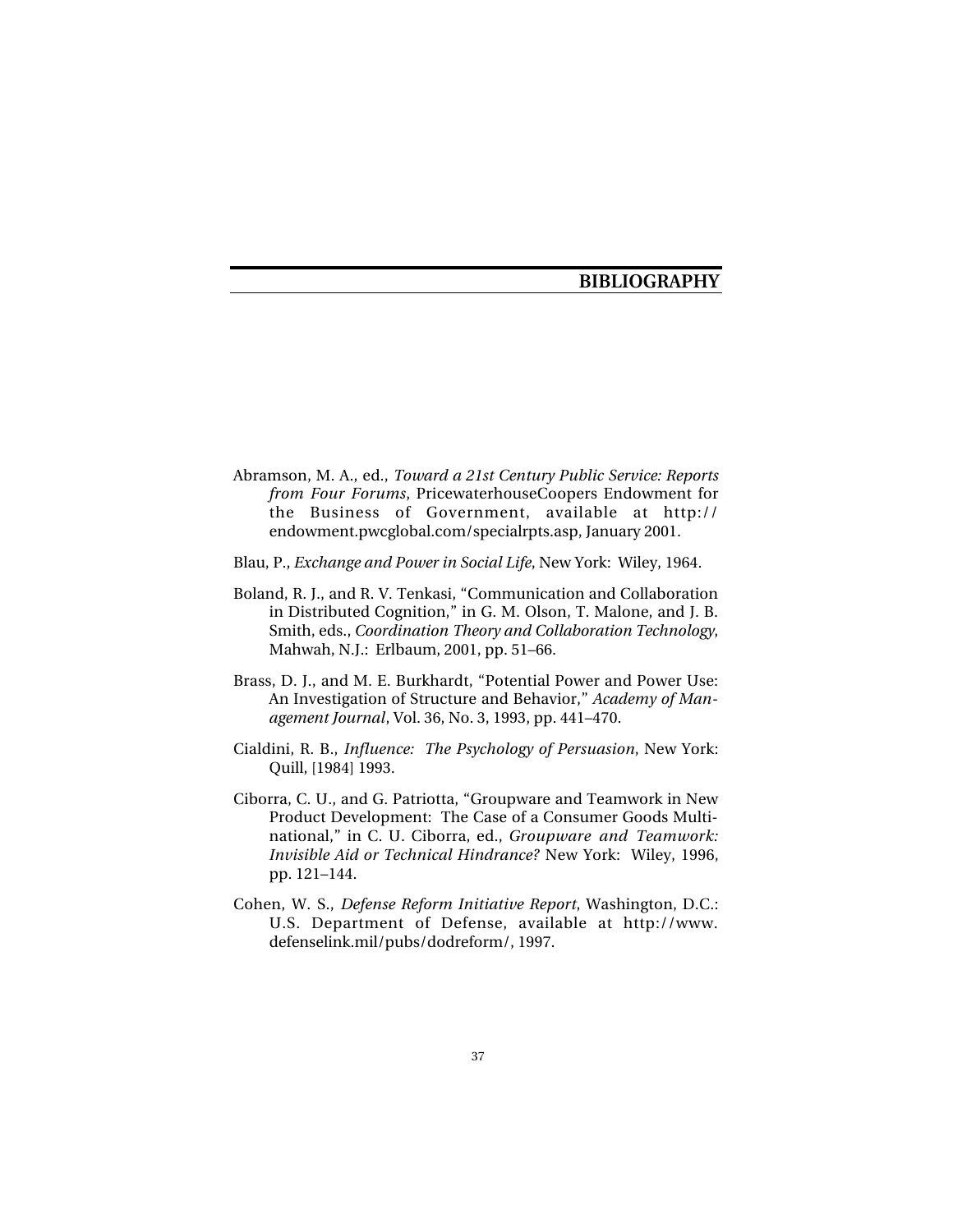# BIBLIOGRAPHY

Abramson, M. A., ed., *Toward a 21st Century Public Service: Reports from Four Forums*, PricewaterhouseCoopers Endowment for the Business of Government, available at http://endowment.pwcglobal.com/specialrpts.asp, January 2001.

Blau, P., *Exchange and Power in Social Life*, New York: Wiley, 1964.

Boland, R. J., and R. V. Tenkasi, "Communication and Collaboration in Distributed Cognition," in G. M. Olson, T. Malone, and J. B. Smith, eds., *Coordination Theory and Collaboration Technology*, Mahwah, N.J.: Erlbaum, 2001, pp. 51–66.

Brass, D. J., and M. E. Burkhardt, "Potential Power and Power Use: An Investigation of Structure and Behavior," *Academy of Management Journal*, Vol. 36, No. 3, 1993, pp. 441–470.

Cialdini, R. B., *Influence: The Psychology of Persuasion*, New York: Quill, [1984] 1993.

Ciborra, C. U., and G. Patriotta, "Groupware and Teamwork in New Product Development: The Case of a Consumer Goods Multinational," in C. U. Ciborra, ed., *Groupware and Teamwork: Invisible Aid or Technical Hindrance?* New York: Wiley, 1996, pp. 121–144.

Cohen, W. S., *Defense Reform Initiative Report*, Washington, D.C.: U.S. Department of Defense, available at http://www.defenselink.mil/pubs/dodreform/, 1997.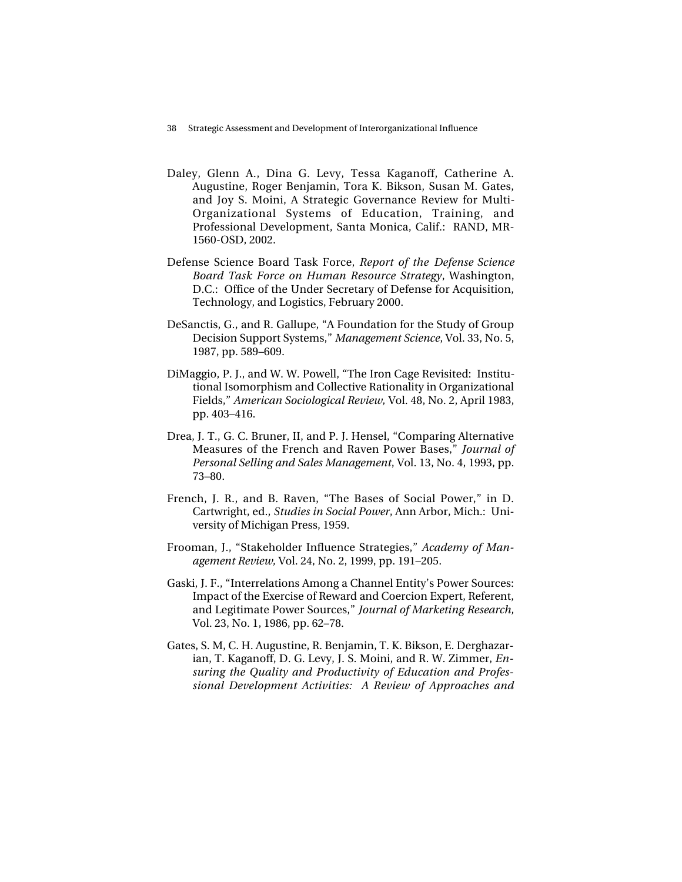Daley, Glenn A., Dina G. Levy, Tessa Kaganoff, Catherine A. Augustine, Roger Benjamin, Tora K. Bikson, Susan M. Gates, and Joy S. Moini, A Strategic Governance Review for Multi-Organizational Systems of Education, Training, and Professional Development, Santa Monica, Calif.: RAND, MR-1560-OSD, 2002.

Defense Science Board Task Force, *Report of the Defense Science Board Task Force on Human Resource Strategy*, Washington, D.C.: Office of the Under Secretary of Defense for Acquisition, Technology, and Logistics, February 2000.

DeSanctis, G., and R. Gallupe, "A Foundation for the Study of Group Decision Support Systems," *Management Science*, Vol. 33, No. 5, 1987, pp. 589–609.

DiMaggio, P. J., and W. W. Powell, "The Iron Cage Revisited: Institutional Isomorphism and Collective Rationality in Organizational Fields," *American Sociological Review,* Vol. 48, No. 2, April 1983, pp. 403–416.

Drea, J. T., G. C. Bruner, II, and P. J. Hensel, "Comparing Alternative Measures of the French and Raven Power Bases," *Journal of Personal Selling and Sales Management*, Vol. 13, No. 4, 1993, pp. 73–80.

French, J. R., and B. Raven, "The Bases of Social Power," in D. Cartwright, ed., *Studies in Social Power*, Ann Arbor, Mich.: University of Michigan Press, 1959.

Frooman, J., "Stakeholder Influence Strategies," *Academy of Management Review,* Vol. 24, No. 2, 1999, pp. 191–205.

Gaski, J. F., "Interrelations Among a Channel Entity's Power Sources: Impact of the Exercise of Reward and Coercion Expert, Referent, and Legitimate Power Sources," *Journal of Marketing Research,* Vol. 23, No. 1, 1986, pp. 62–78.

Gates, S. M, C. H. Augustine, R. Benjamin, T. K. Bikson, E. Derghazarian, T. Kaganoff, D. G. Levy, J. S. Moini, and R. W. Zimmer, *Ensuring the Quality and Productivity of Education and Professional Development Activities: A Review of Approaches and*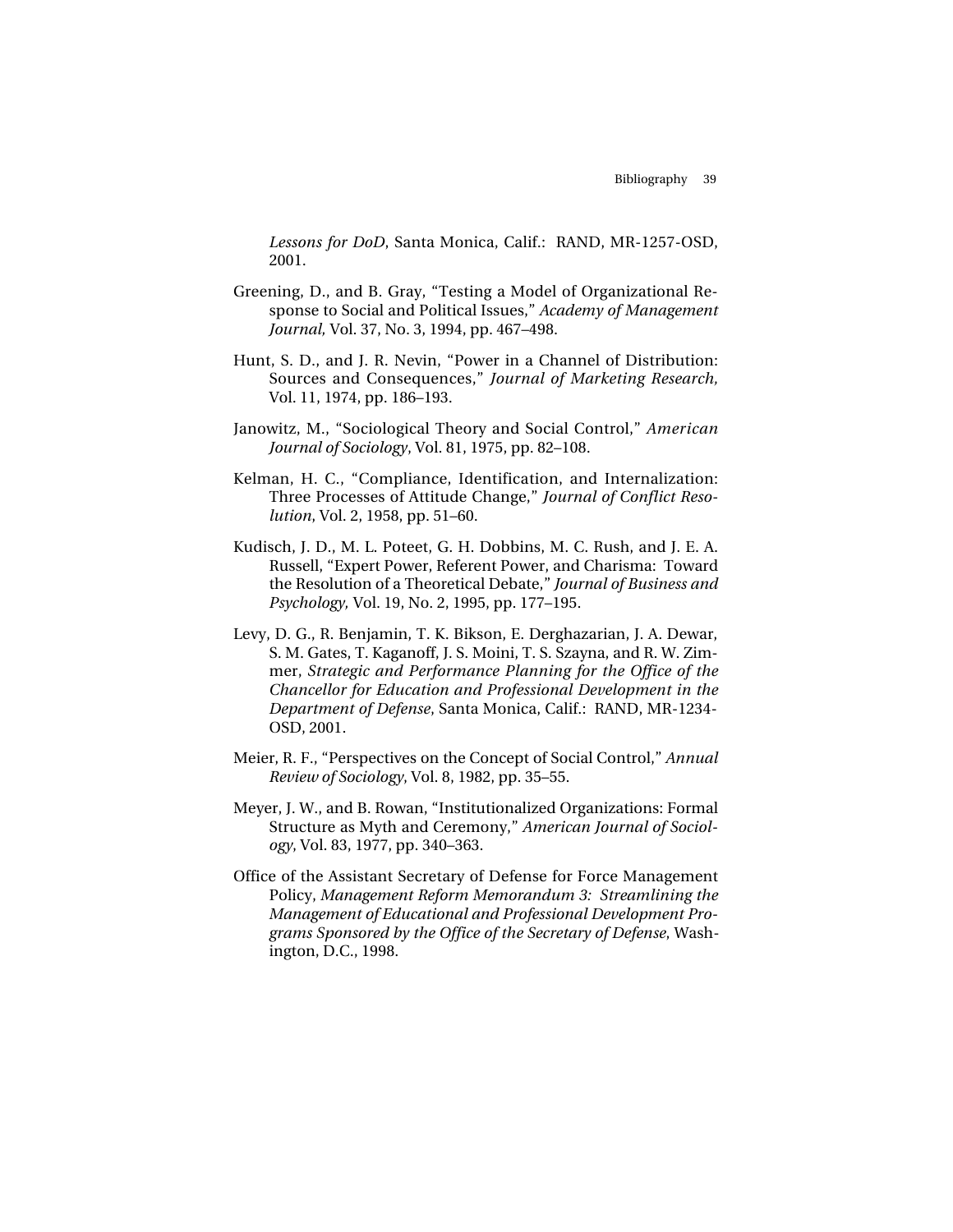*Lessons for DoD*, Santa Monica, Calif.: RAND, MR-1257-OSD, 2001.

Greening, D., and B. Gray, "Testing a Model of Organizational Response to Social and Political Issues," *Academy of Management Journal,* Vol. 37, No. 3, 1994, pp. 467–498.

Hunt, S. D., and J. R. Nevin, "Power in a Channel of Distribution: Sources and Consequences," *Journal of Marketing Research,* Vol. 11, 1974, pp. 186–193.

Janowitz, M., "Sociological Theory and Social Control," *American Journal of Sociology*, Vol. 81, 1975, pp. 82–108.

Kelman, H. C., "Compliance, Identification, and Internalization: Three Processes of Attitude Change," *Journal of Conflict Resolution*, Vol. 2, 1958, pp. 51–60.

Kudisch, J. D., M. L. Poteet, G. H. Dobbins, M. C. Rush, and J. E. A. Russell, "Expert Power, Referent Power, and Charisma: Toward the Resolution of a Theoretical Debate," *Journal of Business and Psychology,* Vol. 19, No. 2, 1995, pp. 177–195.

Levy, D. G., R. Benjamin, T. K. Bikson, E. Derghazarian, J. A. Dewar, S. M. Gates, T. Kaganoff, J. S. Moini, T. S. Szayna, and R. W. Zimmer, *Strategic and Performance Planning for the Office of the Chancellor for Education and Professional Development in the Department of Defense*, Santa Monica, Calif.: RAND, MR-1234-OSD, 2001.

Meier, R. F., "Perspectives on the Concept of Social Control," *Annual Review of Sociology*, Vol. 8, 1982, pp. 35–55.

Meyer, J. W., and B. Rowan, "Institutionalized Organizations: Formal Structure as Myth and Ceremony," *American Journal of Sociology*, Vol. 83, 1977, pp. 340–363.

Office of the Assistant Secretary of Defense for Force Management Policy, *Management Reform Memorandum 3: Streamlining the Management of Educational and Professional Development Programs Sponsored by the Office of the Secretary of Defense*, Washington, D.C., 1998.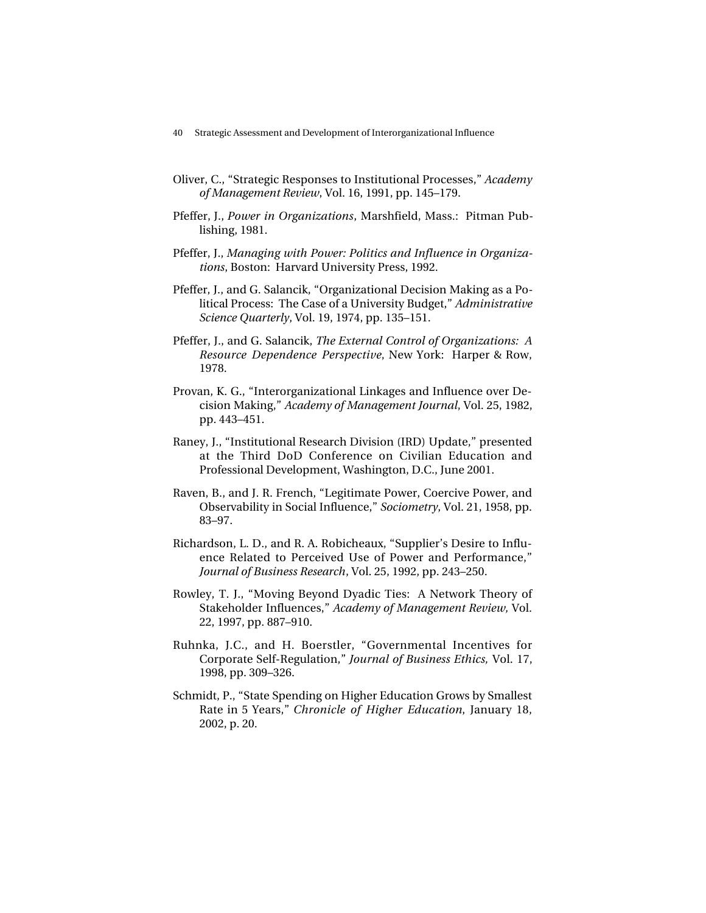Oliver, C., "Strategic Responses to Institutional Processes," *Academy of Management Review*, Vol. 16, 1991, pp. 145–179.

Pfeffer, J., *Power in Organizations*, Marshfield, Mass.: Pitman Publishing, 1981.

Pfeffer, J., *Managing with Power: Politics and Influence in Organizations*, Boston: Harvard University Press, 1992.

Pfeffer, J., and G. Salancik, "Organizational Decision Making as a Political Process: The Case of a University Budget," *Administrative Science Quarterly*, Vol. 19, 1974, pp. 135–151.

Pfeffer, J., and G. Salancik, *The External Control of Organizations: A Resource Dependence Perspective*, New York: Harper & Row, 1978.

Provan, K. G., "Interorganizational Linkages and Influence over Decision Making," *Academy of Management Journal*, Vol. 25, 1982, pp. 443–451.

Raney, J., "Institutional Research Division (IRD) Update," presented at the Third DoD Conference on Civilian Education and Professional Development, Washington, D.C., June 2001.

Raven, B., and J. R. French, "Legitimate Power, Coercive Power, and Observability in Social Influence," *Sociometry*, Vol. 21, 1958, pp. 83–97.

Richardson, L. D., and R. A. Robicheaux, "Supplier's Desire to Influence Related to Perceived Use of Power and Performance," *Journal of Business Research*, Vol. 25, 1992, pp. 243–250.

Rowley, T. J., "Moving Beyond Dyadic Ties: A Network Theory of Stakeholder Influences," *Academy of Management Review,* Vol. 22, 1997, pp. 887–910.

Ruhnka, J.C., and H. Boerstler, "Governmental Incentives for Corporate Self-Regulation," *Journal of Business Ethics,* Vol. 17, 1998, pp. 309–326.

Schmidt, P., "State Spending on Higher Education Grows by Smallest Rate in 5 Years," *Chronicle of Higher Education*, January 18, 2002, p. 20.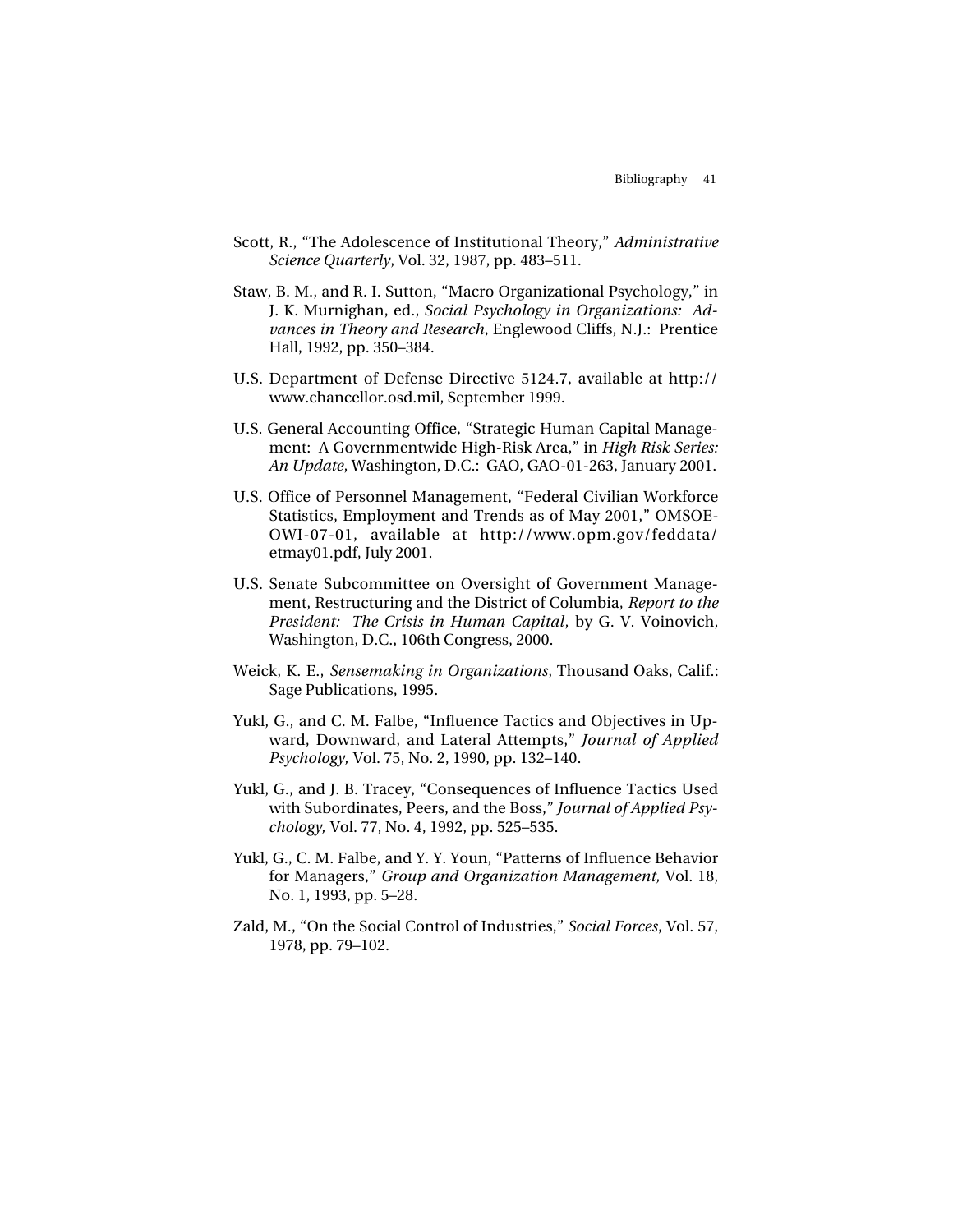Scott, R., "The Adolescence of Institutional Theory," *Administrative Science Quarterly*, Vol. 32, 1987, pp. 483–511.

Staw, B. M., and R. I. Sutton, "Macro Organizational Psychology," in J. K. Murnighan, ed., *Social Psychology in Organizations: Advances in Theory and Research*, Englewood Cliffs, N.J.: Prentice Hall, 1992, pp. 350–384.

U.S. Department of Defense Directive 5124.7, available at http://www.chancellor.osd.mil, September 1999.

U.S. General Accounting Office, "Strategic Human Capital Management: A Governmentwide High-Risk Area," in *High Risk Series: An Update*, Washington, D.C.: GAO, GAO-01-263, January 2001.

U.S. Office of Personnel Management, "Federal Civilian Workforce Statistics, Employment and Trends as of May 2001," OMSOE-OWI-07-01, available at http://www.opm.gov/feddata/etmay01.pdf, July 2001.

U.S. Senate Subcommittee on Oversight of Government Management, Restructuring and the District of Columbia, *Report to the President: The Crisis in Human Capital*, by G. V. Voinovich, Washington, D.C., 106th Congress, 2000.

Weick, K. E., *Sensemaking in Organizations*, Thousand Oaks, Calif.: Sage Publications, 1995.

Yukl, G., and C. M. Falbe, "Influence Tactics and Objectives in Upward, Downward, and Lateral Attempts," *Journal of Applied Psychology,* Vol. 75, No. 2, 1990, pp. 132–140.

Yukl, G., and J. B. Tracey, "Consequences of Influence Tactics Used with Subordinates, Peers, and the Boss," *Journal of Applied Psychology,* Vol. 77, No. 4, 1992, pp. 525–535.

Yukl, G., C. M. Falbe, and Y. Y. Youn, "Patterns of Influence Behavior for Managers," *Group and Organization Management,* Vol. 18, No. 1, 1993, pp. 5–28.

Zald, M., "On the Social Control of Industries," *Social Forces*, Vol. 57, 1978, pp. 79–102.